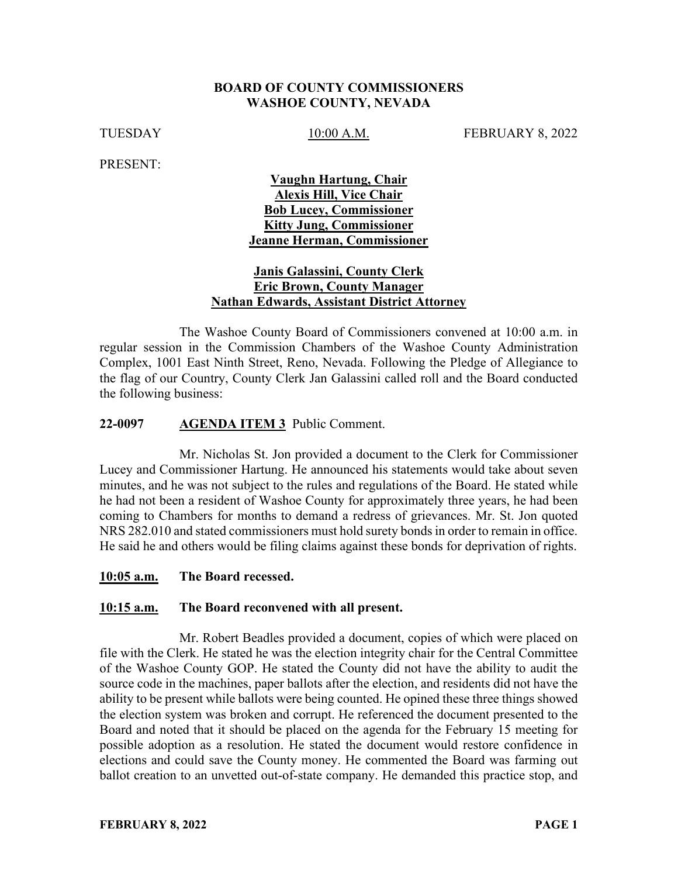**BOARD OF COUNTY COMMISSIONERS**
**WASHOE COUNTY, NEVADA**

TUESDAY 10:00 A.M. FEBRUARY 8, 2022

PRESENT:

**Vaughn Hartung, Chair**
**Alexis Hill, Vice Chair**
**Bob Lucey, Commissioner**
**Kitty Jung, Commissioner**
**Jeanne Herman, Commissioner**

**Janis Galassini, County Clerk**
**Eric Brown, County Manager**
**Nathan Edwards, Assistant District Attorney**

The Washoe County Board of Commissioners convened at 10:00 a.m. in regular session in the Commission Chambers of the Washoe County Administration Complex, 1001 East Ninth Street, Reno, Nevada. Following the Pledge of Allegiance to the flag of our Country, County Clerk Jan Galassini called roll and the Board conducted the following business:

**22-0097 AGENDA ITEM 3** Public Comment.

Mr. Nicholas St. Jon provided a document to the Clerk for Commissioner Lucey and Commissioner Hartung. He announced his statements would take about seven minutes, and he was not subject to the rules and regulations of the Board. He stated while he had not been a resident of Washoe County for approximately three years, he had been coming to Chambers for months to demand a redress of grievances. Mr. St. Jon quoted NRS 282.010 and stated commissioners must hold surety bonds in order to remain in office. He said he and others would be filing claims against these bonds for deprivation of rights.

**10:05 a.m. The Board recessed.**

**10:15 a.m. The Board reconvened with all present.**

Mr. Robert Beadles provided a document, copies of which were placed on file with the Clerk. He stated he was the election integrity chair for the Central Committee of the Washoe County GOP. He stated the County did not have the ability to audit the source code in the machines, paper ballots after the election, and residents did not have the ability to be present while ballots were being counted. He opined these three things showed the election system was broken and corrupt. He referenced the document presented to the Board and noted that it should be placed on the agenda for the February 15 meeting for possible adoption as a resolution. He stated the document would restore confidence in elections and could save the County money. He commented the Board was farming out ballot creation to an unvetted out-of-state company. He demanded this practice stop, and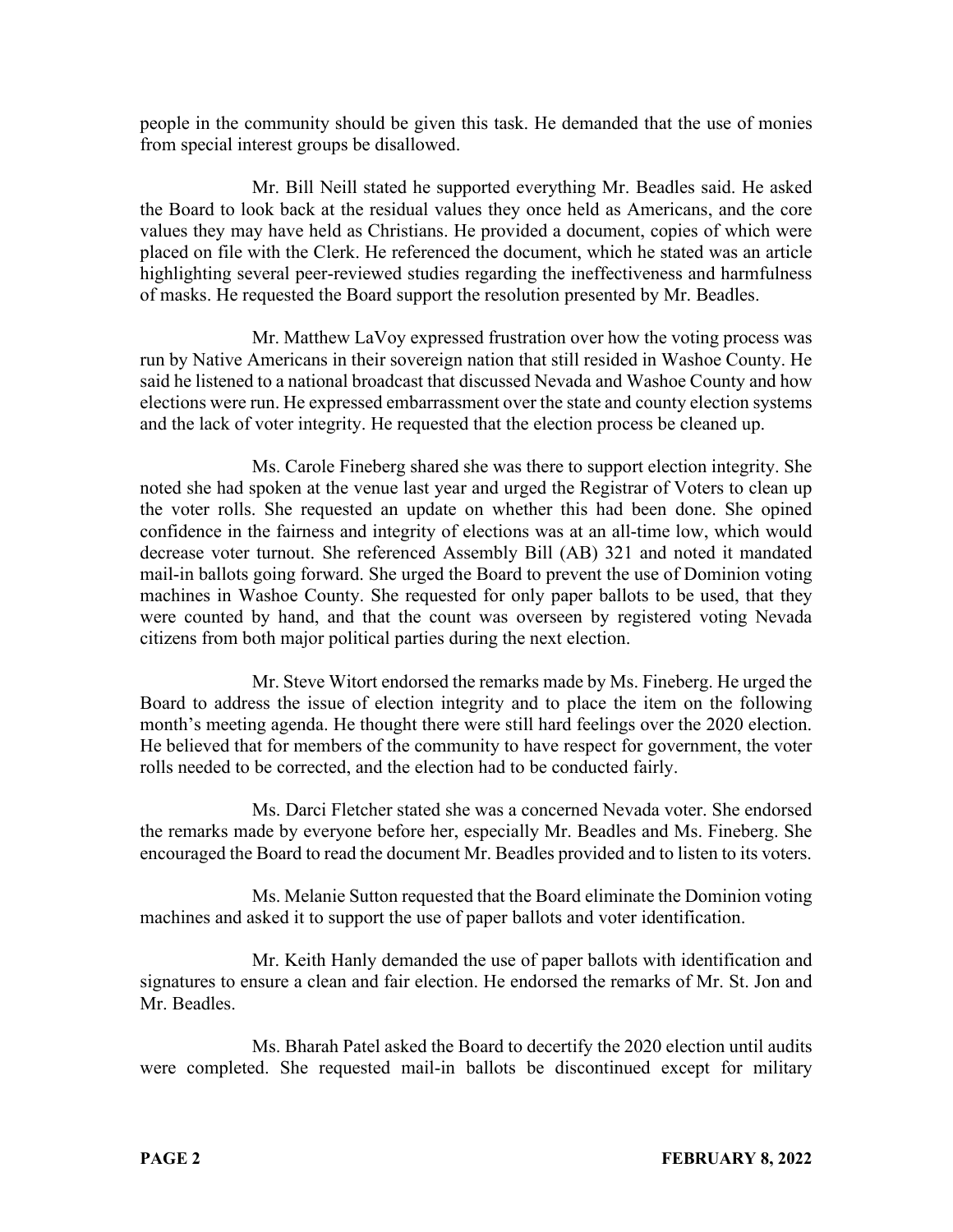people in the community should be given this task. He demanded that the use of monies from special interest groups be disallowed.

Mr. Bill Neill stated he supported everything Mr. Beadles said. He asked the Board to look back at the residual values they once held as Americans, and the core values they may have held as Christians. He provided a document, copies of which were placed on file with the Clerk. He referenced the document, which he stated was an article highlighting several peer-reviewed studies regarding the ineffectiveness and harmfulness of masks. He requested the Board support the resolution presented by Mr. Beadles.

Mr. Matthew LaVoy expressed frustration over how the voting process was run by Native Americans in their sovereign nation that still resided in Washoe County. He said he listened to a national broadcast that discussed Nevada and Washoe County and how elections were run. He expressed embarrassment over the state and county election systems and the lack of voter integrity. He requested that the election process be cleaned up.

Ms. Carole Fineberg shared she was there to support election integrity. She noted she had spoken at the venue last year and urged the Registrar of Voters to clean up the voter rolls. She requested an update on whether this had been done. She opined confidence in the fairness and integrity of elections was at an all-time low, which would decrease voter turnout. She referenced Assembly Bill (AB) 321 and noted it mandated mail-in ballots going forward. She urged the Board to prevent the use of Dominion voting machines in Washoe County. She requested for only paper ballots to be used, that they were counted by hand, and that the count was overseen by registered voting Nevada citizens from both major political parties during the next election.

Mr. Steve Witort endorsed the remarks made by Ms. Fineberg. He urged the Board to address the issue of election integrity and to place the item on the following month's meeting agenda. He thought there were still hard feelings over the 2020 election. He believed that for members of the community to have respect for government, the voter rolls needed to be corrected, and the election had to be conducted fairly.

Ms. Darci Fletcher stated she was a concerned Nevada voter. She endorsed the remarks made by everyone before her, especially Mr. Beadles and Ms. Fineberg. She encouraged the Board to read the document Mr. Beadles provided and to listen to its voters.

Ms. Melanie Sutton requested that the Board eliminate the Dominion voting machines and asked it to support the use of paper ballots and voter identification.

Mr. Keith Hanly demanded the use of paper ballots with identification and signatures to ensure a clean and fair election. He endorsed the remarks of Mr. St. Jon and Mr. Beadles.

Ms. Bharah Patel asked the Board to decertify the 2020 election until audits were completed. She requested mail-in ballots be discontinued except for military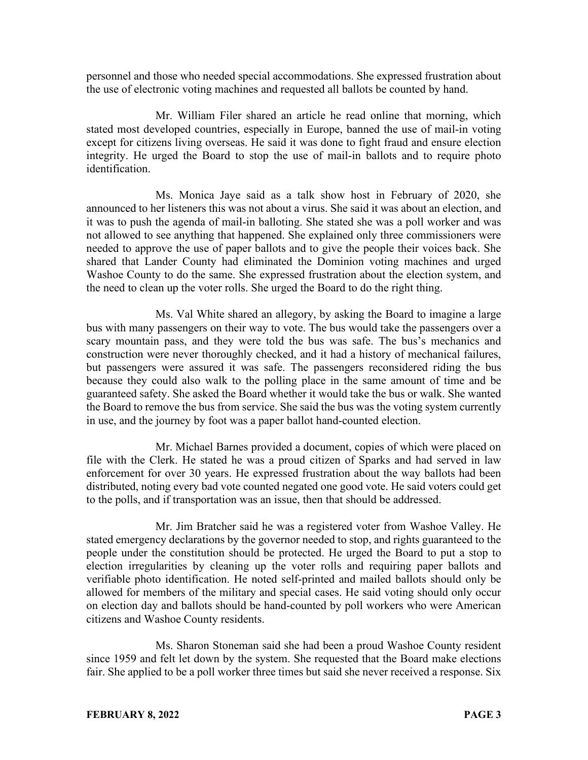personnel and those who needed special accommodations. She expressed frustration about the use of electronic voting machines and requested all ballots be counted by hand.

Mr. William Filer shared an article he read online that morning, which stated most developed countries, especially in Europe, banned the use of mail-in voting except for citizens living overseas. He said it was done to fight fraud and ensure election integrity. He urged the Board to stop the use of mail-in ballots and to require photo identification.

Ms. Monica Jaye said as a talk show host in February of 2020, she announced to her listeners this was not about a virus. She said it was about an election, and it was to push the agenda of mail-in balloting. She stated she was a poll worker and was not allowed to see anything that happened. She explained only three commissioners were needed to approve the use of paper ballots and to give the people their voices back. She shared that Lander County had eliminated the Dominion voting machines and urged Washoe County to do the same. She expressed frustration about the election system, and the need to clean up the voter rolls. She urged the Board to do the right thing.

Ms. Val White shared an allegory, by asking the Board to imagine a large bus with many passengers on their way to vote. The bus would take the passengers over a scary mountain pass, and they were told the bus was safe. The bus's mechanics and construction were never thoroughly checked, and it had a history of mechanical failures, but passengers were assured it was safe. The passengers reconsidered riding the bus because they could also walk to the polling place in the same amount of time and be guaranteed safety. She asked the Board whether it would take the bus or walk. She wanted the Board to remove the bus from service. She said the bus was the voting system currently in use, and the journey by foot was a paper ballot hand-counted election.

Mr. Michael Barnes provided a document, copies of which were placed on file with the Clerk. He stated he was a proud citizen of Sparks and had served in law enforcement for over 30 years. He expressed frustration about the way ballots had been distributed, noting every bad vote counted negated one good vote. He said voters could get to the polls, and if transportation was an issue, then that should be addressed.

Mr. Jim Bratcher said he was a registered voter from Washoe Valley. He stated emergency declarations by the governor needed to stop, and rights guaranteed to the people under the constitution should be protected. He urged the Board to put a stop to election irregularities by cleaning up the voter rolls and requiring paper ballots and verifiable photo identification. He noted self-printed and mailed ballots should only be allowed for members of the military and special cases. He said voting should only occur on election day and ballots should be hand-counted by poll workers who were American citizens and Washoe County residents.

Ms. Sharon Stoneman said she had been a proud Washoe County resident since 1959 and felt let down by the system. She requested that the Board make elections fair. She applied to be a poll worker three times but said she never received a response. Six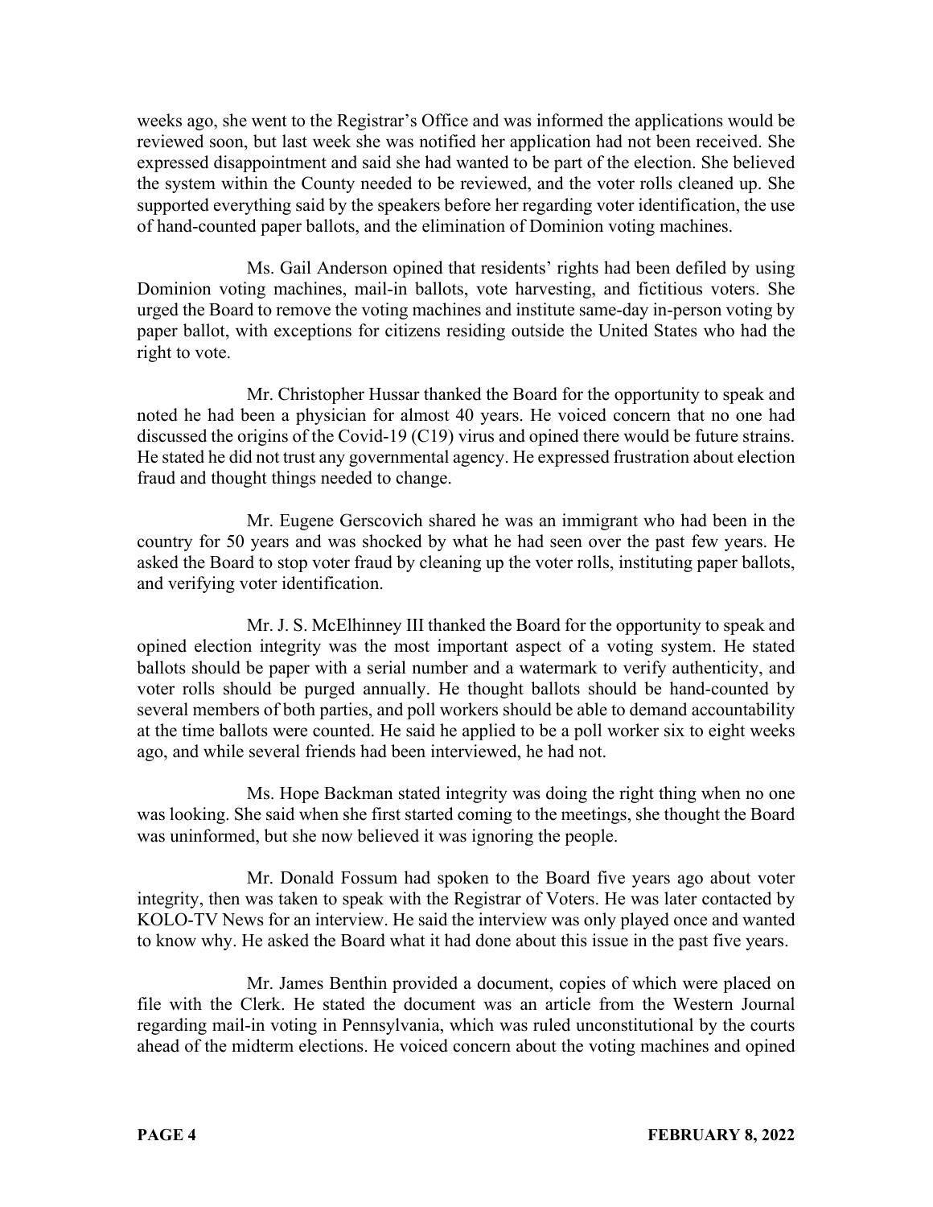weeks ago, she went to the Registrar's Office and was informed the applications would be reviewed soon, but last week she was notified her application had not been received. She expressed disappointment and said she had wanted to be part of the election. She believed the system within the County needed to be reviewed, and the voter rolls cleaned up. She supported everything said by the speakers before her regarding voter identification, the use of hand-counted paper ballots, and the elimination of Dominion voting machines.

Ms. Gail Anderson opined that residents' rights had been defiled by using Dominion voting machines, mail-in ballots, vote harvesting, and fictitious voters. She urged the Board to remove the voting machines and institute same-day in-person voting by paper ballot, with exceptions for citizens residing outside the United States who had the right to vote.

Mr. Christopher Hussar thanked the Board for the opportunity to speak and noted he had been a physician for almost 40 years. He voiced concern that no one had discussed the origins of the Covid-19 (C19) virus and opined there would be future strains. He stated he did not trust any governmental agency. He expressed frustration about election fraud and thought things needed to change.

Mr. Eugene Gerscovich shared he was an immigrant who had been in the country for 50 years and was shocked by what he had seen over the past few years. He asked the Board to stop voter fraud by cleaning up the voter rolls, instituting paper ballots, and verifying voter identification.

Mr. J. S. McElhinney III thanked the Board for the opportunity to speak and opined election integrity was the most important aspect of a voting system. He stated ballots should be paper with a serial number and a watermark to verify authenticity, and voter rolls should be purged annually. He thought ballots should be hand-counted by several members of both parties, and poll workers should be able to demand accountability at the time ballots were counted. He said he applied to be a poll worker six to eight weeks ago, and while several friends had been interviewed, he had not.

Ms. Hope Backman stated integrity was doing the right thing when no one was looking. She said when she first started coming to the meetings, she thought the Board was uninformed, but she now believed it was ignoring the people.

Mr. Donald Fossum had spoken to the Board five years ago about voter integrity, then was taken to speak with the Registrar of Voters. He was later contacted by KOLO-TV News for an interview. He said the interview was only played once and wanted to know why. He asked the Board what it had done about this issue in the past five years.

Mr. James Benthin provided a document, copies of which were placed on file with the Clerk. He stated the document was an article from the Western Journal regarding mail-in voting in Pennsylvania, which was ruled unconstitutional by the courts ahead of the midterm elections. He voiced concern about the voting machines and opined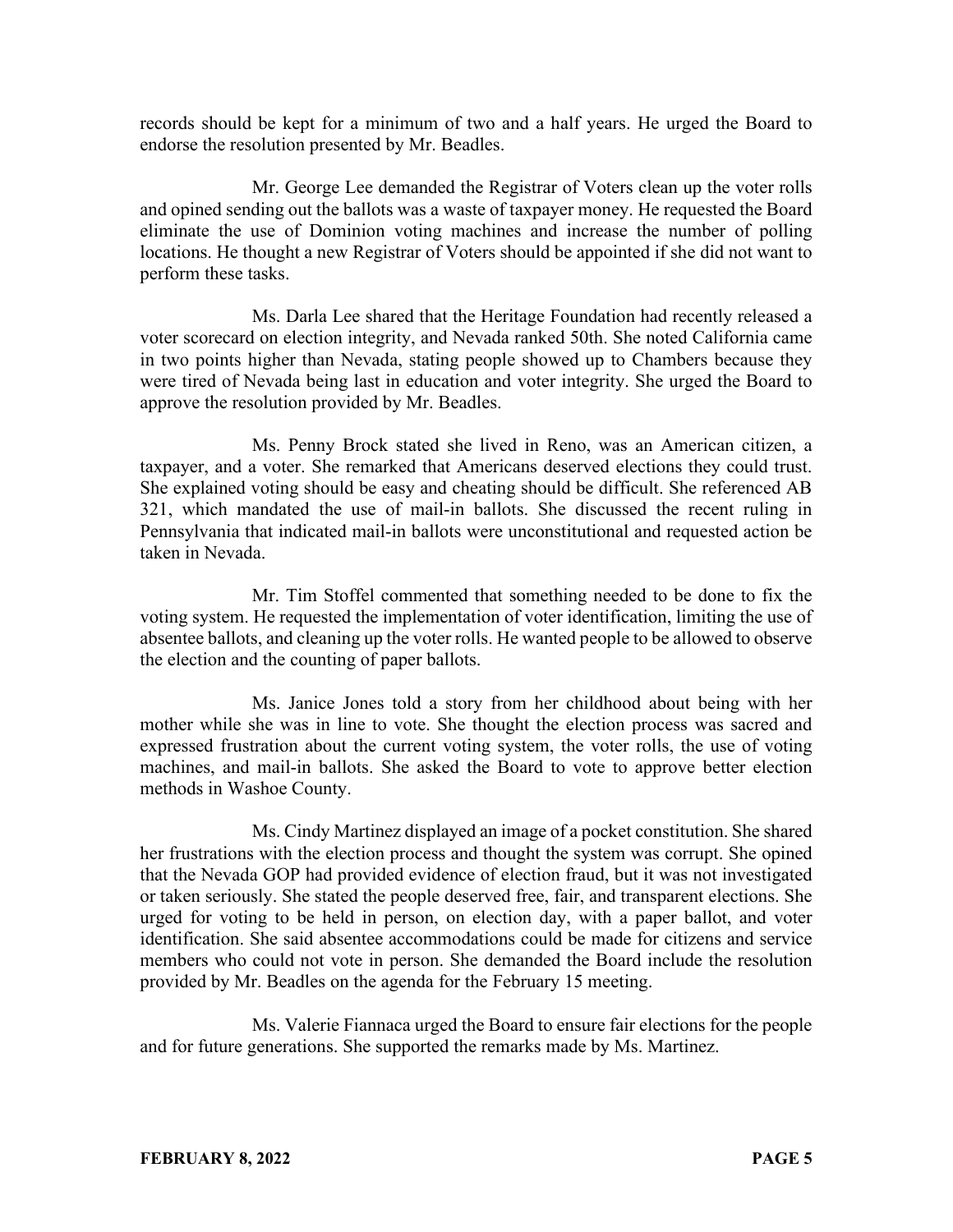records should be kept for a minimum of two and a half years. He urged the Board to endorse the resolution presented by Mr. Beadles.

Mr. George Lee demanded the Registrar of Voters clean up the voter rolls and opined sending out the ballots was a waste of taxpayer money. He requested the Board eliminate the use of Dominion voting machines and increase the number of polling locations. He thought a new Registrar of Voters should be appointed if she did not want to perform these tasks.

Ms. Darla Lee shared that the Heritage Foundation had recently released a voter scorecard on election integrity, and Nevada ranked 50th. She noted California came in two points higher than Nevada, stating people showed up to Chambers because they were tired of Nevada being last in education and voter integrity. She urged the Board to approve the resolution provided by Mr. Beadles.

Ms. Penny Brock stated she lived in Reno, was an American citizen, a taxpayer, and a voter. She remarked that Americans deserved elections they could trust. She explained voting should be easy and cheating should be difficult. She referenced AB 321, which mandated the use of mail-in ballots. She discussed the recent ruling in Pennsylvania that indicated mail-in ballots were unconstitutional and requested action be taken in Nevada.

Mr. Tim Stoffel commented that something needed to be done to fix the voting system. He requested the implementation of voter identification, limiting the use of absentee ballots, and cleaning up the voter rolls. He wanted people to be allowed to observe the election and the counting of paper ballots.

Ms. Janice Jones told a story from her childhood about being with her mother while she was in line to vote. She thought the election process was sacred and expressed frustration about the current voting system, the voter rolls, the use of voting machines, and mail-in ballots. She asked the Board to vote to approve better election methods in Washoe County.

Ms. Cindy Martinez displayed an image of a pocket constitution. She shared her frustrations with the election process and thought the system was corrupt. She opined that the Nevada GOP had provided evidence of election fraud, but it was not investigated or taken seriously. She stated the people deserved free, fair, and transparent elections. She urged for voting to be held in person, on election day, with a paper ballot, and voter identification. She said absentee accommodations could be made for citizens and service members who could not vote in person. She demanded the Board include the resolution provided by Mr. Beadles on the agenda for the February 15 meeting.

Ms. Valerie Fiannaca urged the Board to ensure fair elections for the people and for future generations. She supported the remarks made by Ms. Martinez.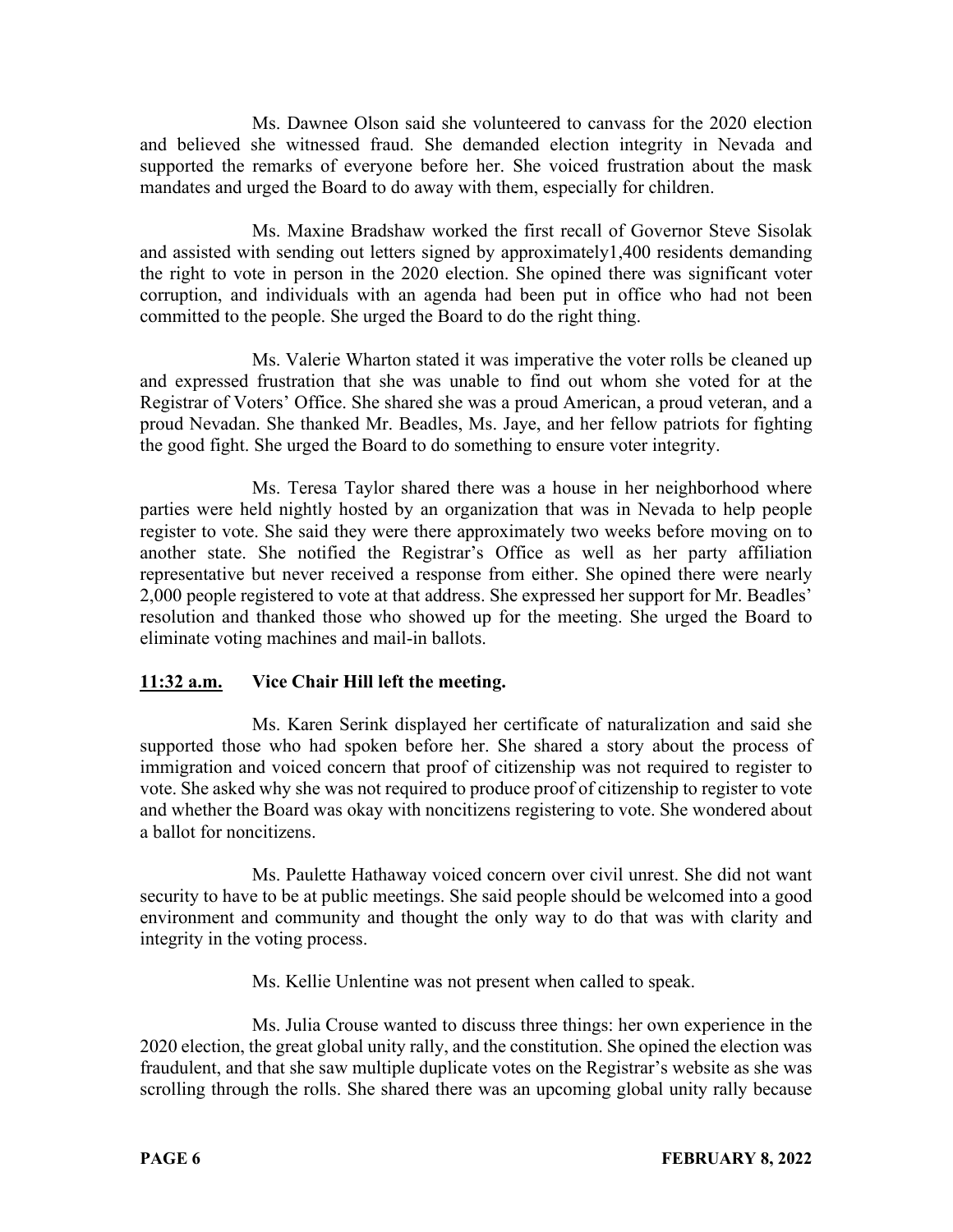Ms. Dawnee Olson said she volunteered to canvass for the 2020 election and believed she witnessed fraud. She demanded election integrity in Nevada and supported the remarks of everyone before her. She voiced frustration about the mask mandates and urged the Board to do away with them, especially for children.

Ms. Maxine Bradshaw worked the first recall of Governor Steve Sisolak and assisted with sending out letters signed by approximately1,400 residents demanding the right to vote in person in the 2020 election. She opined there was significant voter corruption, and individuals with an agenda had been put in office who had not been committed to the people. She urged the Board to do the right thing.

Ms. Valerie Wharton stated it was imperative the voter rolls be cleaned up and expressed frustration that she was unable to find out whom she voted for at the Registrar of Voters' Office. She shared she was a proud American, a proud veteran, and a proud Nevadan. She thanked Mr. Beadles, Ms. Jaye, and her fellow patriots for fighting the good fight. She urged the Board to do something to ensure voter integrity.

Ms. Teresa Taylor shared there was a house in her neighborhood where parties were held nightly hosted by an organization that was in Nevada to help people register to vote. She said they were there approximately two weeks before moving on to another state. She notified the Registrar's Office as well as her party affiliation representative but never received a response from either. She opined there were nearly 2,000 people registered to vote at that address. She expressed her support for Mr. Beadles' resolution and thanked those who showed up for the meeting. She urged the Board to eliminate voting machines and mail-in ballots.

**11:32 a.m. Vice Chair Hill left the meeting.**

Ms. Karen Serink displayed her certificate of naturalization and said she supported those who had spoken before her. She shared a story about the process of immigration and voiced concern that proof of citizenship was not required to register to vote. She asked why she was not required to produce proof of citizenship to register to vote and whether the Board was okay with noncitizens registering to vote. She wondered about a ballot for noncitizens.

Ms. Paulette Hathaway voiced concern over civil unrest. She did not want security to have to be at public meetings. She said people should be welcomed into a good environment and community and thought the only way to do that was with clarity and integrity in the voting process.

Ms. Kellie Unlentine was not present when called to speak.

Ms. Julia Crouse wanted to discuss three things: her own experience in the 2020 election, the great global unity rally, and the constitution. She opined the election was fraudulent, and that she saw multiple duplicate votes on the Registrar's website as she was scrolling through the rolls. She shared there was an upcoming global unity rally because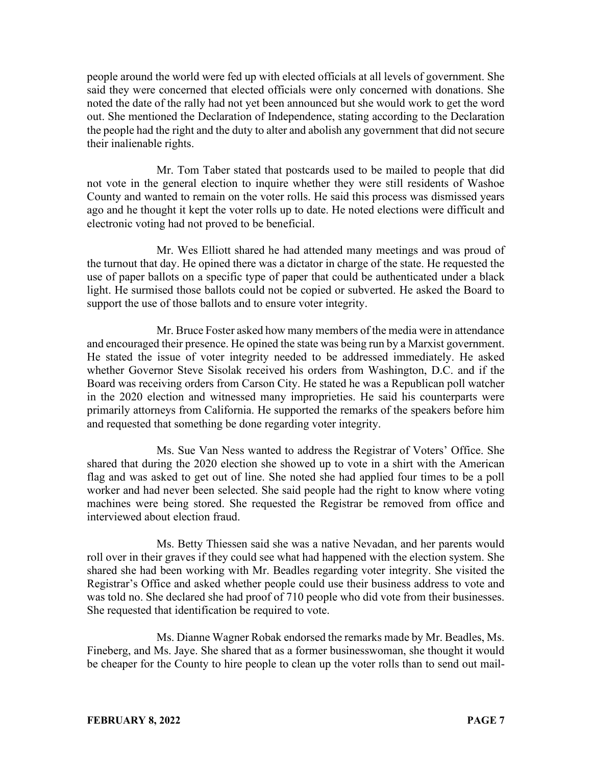people around the world were fed up with elected officials at all levels of government. She said they were concerned that elected officials were only concerned with donations. She noted the date of the rally had not yet been announced but she would work to get the word out. She mentioned the Declaration of Independence, stating according to the Declaration the people had the right and the duty to alter and abolish any government that did not secure their inalienable rights.

Mr. Tom Taber stated that postcards used to be mailed to people that did not vote in the general election to inquire whether they were still residents of Washoe County and wanted to remain on the voter rolls. He said this process was dismissed years ago and he thought it kept the voter rolls up to date. He noted elections were difficult and electronic voting had not proved to be beneficial.

Mr. Wes Elliott shared he had attended many meetings and was proud of the turnout that day. He opined there was a dictator in charge of the state. He requested the use of paper ballots on a specific type of paper that could be authenticated under a black light. He surmised those ballots could not be copied or subverted. He asked the Board to support the use of those ballots and to ensure voter integrity.

Mr. Bruce Foster asked how many members of the media were in attendance and encouraged their presence. He opined the state was being run by a Marxist government. He stated the issue of voter integrity needed to be addressed immediately. He asked whether Governor Steve Sisolak received his orders from Washington, D.C. and if the Board was receiving orders from Carson City. He stated he was a Republican poll watcher in the 2020 election and witnessed many improprieties. He said his counterparts were primarily attorneys from California. He supported the remarks of the speakers before him and requested that something be done regarding voter integrity.

Ms. Sue Van Ness wanted to address the Registrar of Voters' Office. She shared that during the 2020 election she showed up to vote in a shirt with the American flag and was asked to get out of line. She noted she had applied four times to be a poll worker and had never been selected. She said people had the right to know where voting machines were being stored. She requested the Registrar be removed from office and interviewed about election fraud.

Ms. Betty Thiessen said she was a native Nevadan, and her parents would roll over in their graves if they could see what had happened with the election system. She shared she had been working with Mr. Beadles regarding voter integrity. She visited the Registrar's Office and asked whether people could use their business address to vote and was told no. She declared she had proof of 710 people who did vote from their businesses. She requested that identification be required to vote.

Ms. Dianne Wagner Robak endorsed the remarks made by Mr. Beadles, Ms. Fineberg, and Ms. Jaye. She shared that as a former businesswoman, she thought it would be cheaper for the County to hire people to clean up the voter rolls than to send out mail-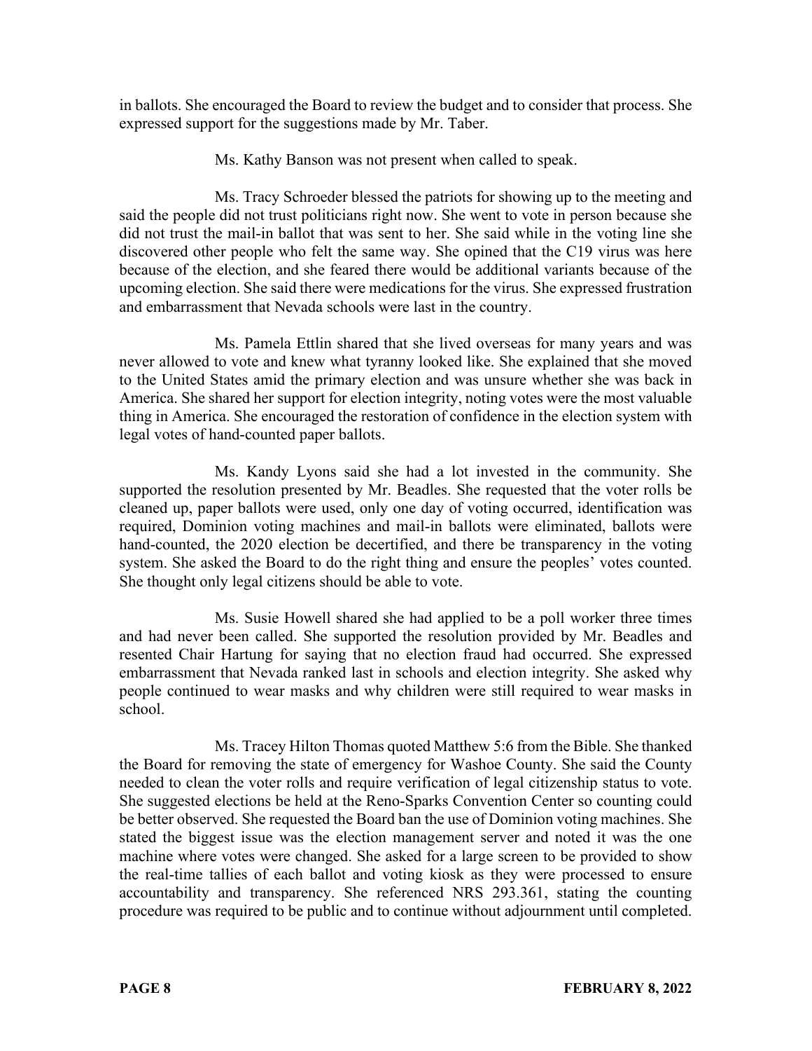in ballots. She encouraged the Board to review the budget and to consider that process. She expressed support for the suggestions made by Mr. Taber.

Ms. Kathy Banson was not present when called to speak.

Ms. Tracy Schroeder blessed the patriots for showing up to the meeting and said the people did not trust politicians right now. She went to vote in person because she did not trust the mail-in ballot that was sent to her. She said while in the voting line she discovered other people who felt the same way. She opined that the C19 virus was here because of the election, and she feared there would be additional variants because of the upcoming election. She said there were medications for the virus. She expressed frustration and embarrassment that Nevada schools were last in the country.

Ms. Pamela Ettlin shared that she lived overseas for many years and was never allowed to vote and knew what tyranny looked like. She explained that she moved to the United States amid the primary election and was unsure whether she was back in America. She shared her support for election integrity, noting votes were the most valuable thing in America. She encouraged the restoration of confidence in the election system with legal votes of hand-counted paper ballots.

Ms. Kandy Lyons said she had a lot invested in the community. She supported the resolution presented by Mr. Beadles. She requested that the voter rolls be cleaned up, paper ballots were used, only one day of voting occurred, identification was required, Dominion voting machines and mail-in ballots were eliminated, ballots were hand-counted, the 2020 election be decertified, and there be transparency in the voting system. She asked the Board to do the right thing and ensure the peoples' votes counted. She thought only legal citizens should be able to vote.

Ms. Susie Howell shared she had applied to be a poll worker three times and had never been called. She supported the resolution provided by Mr. Beadles and resented Chair Hartung for saying that no election fraud had occurred. She expressed embarrassment that Nevada ranked last in schools and election integrity. She asked why people continued to wear masks and why children were still required to wear masks in school.

Ms. Tracey Hilton Thomas quoted Matthew 5:6 from the Bible. She thanked the Board for removing the state of emergency for Washoe County. She said the County needed to clean the voter rolls and require verification of legal citizenship status to vote. She suggested elections be held at the Reno-Sparks Convention Center so counting could be better observed. She requested the Board ban the use of Dominion voting machines. She stated the biggest issue was the election management server and noted it was the one machine where votes were changed. She asked for a large screen to be provided to show the real-time tallies of each ballot and voting kiosk as they were processed to ensure accountability and transparency. She referenced NRS 293.361, stating the counting procedure was required to be public and to continue without adjournment until completed.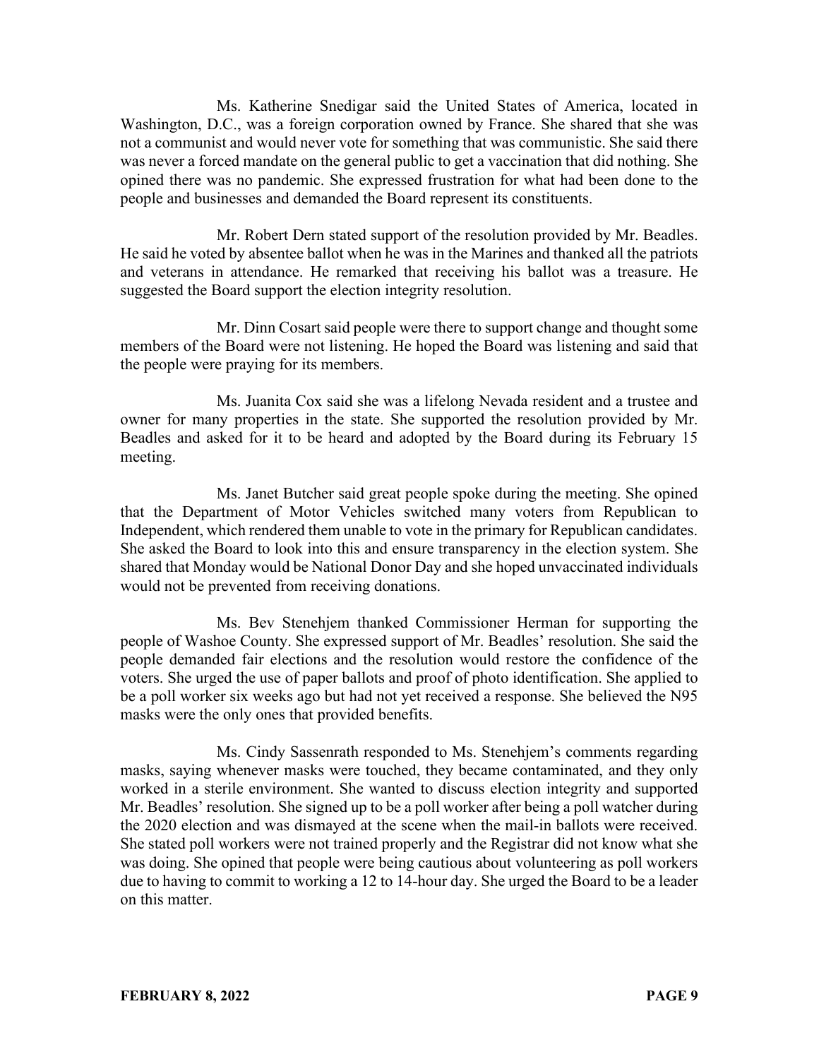Ms. Katherine Snedigar said the United States of America, located in Washington, D.C., was a foreign corporation owned by France. She shared that she was not a communist and would never vote for something that was communistic. She said there was never a forced mandate on the general public to get a vaccination that did nothing. She opined there was no pandemic. She expressed frustration for what had been done to the people and businesses and demanded the Board represent its constituents.

Mr. Robert Dern stated support of the resolution provided by Mr. Beadles. He said he voted by absentee ballot when he was in the Marines and thanked all the patriots and veterans in attendance. He remarked that receiving his ballot was a treasure. He suggested the Board support the election integrity resolution.

Mr. Dinn Cosart said people were there to support change and thought some members of the Board were not listening. He hoped the Board was listening and said that the people were praying for its members.

Ms. Juanita Cox said she was a lifelong Nevada resident and a trustee and owner for many properties in the state. She supported the resolution provided by Mr. Beadles and asked for it to be heard and adopted by the Board during its February 15 meeting.

Ms. Janet Butcher said great people spoke during the meeting. She opined that the Department of Motor Vehicles switched many voters from Republican to Independent, which rendered them unable to vote in the primary for Republican candidates. She asked the Board to look into this and ensure transparency in the election system. She shared that Monday would be National Donor Day and she hoped unvaccinated individuals would not be prevented from receiving donations.

Ms. Bev Stenehjem thanked Commissioner Herman for supporting the people of Washoe County. She expressed support of Mr. Beadles' resolution. She said the people demanded fair elections and the resolution would restore the confidence of the voters. She urged the use of paper ballots and proof of photo identification. She applied to be a poll worker six weeks ago but had not yet received a response. She believed the N95 masks were the only ones that provided benefits.

Ms. Cindy Sassenrath responded to Ms. Stenehjem's comments regarding masks, saying whenever masks were touched, they became contaminated, and they only worked in a sterile environment. She wanted to discuss election integrity and supported Mr. Beadles' resolution. She signed up to be a poll worker after being a poll watcher during the 2020 election and was dismayed at the scene when the mail-in ballots were received. She stated poll workers were not trained properly and the Registrar did not know what she was doing. She opined that people were being cautious about volunteering as poll workers due to having to commit to working a 12 to 14-hour day. She urged the Board to be a leader on this matter.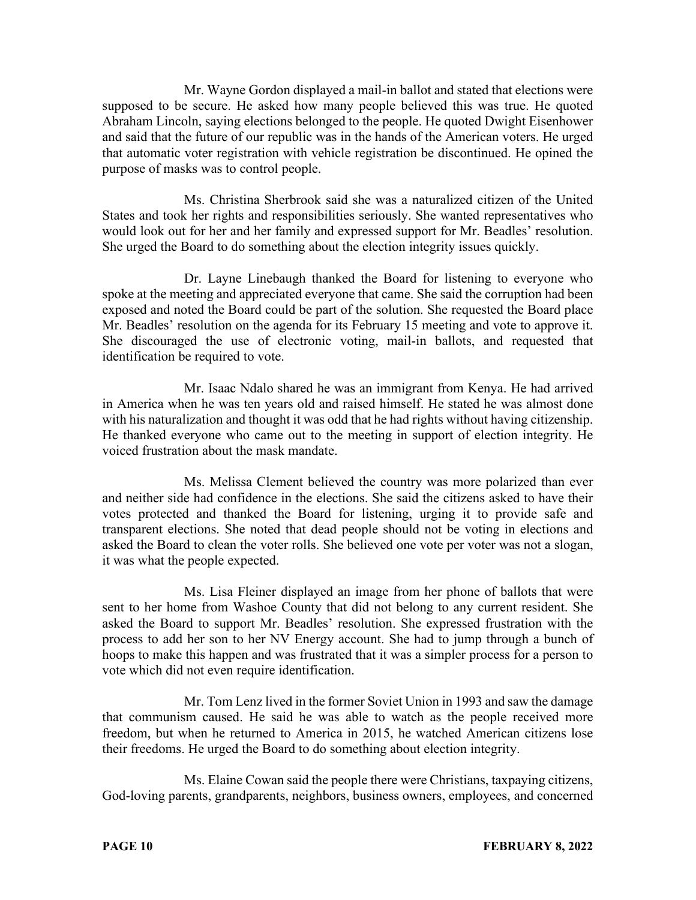Mr. Wayne Gordon displayed a mail-in ballot and stated that elections were supposed to be secure. He asked how many people believed this was true. He quoted Abraham Lincoln, saying elections belonged to the people. He quoted Dwight Eisenhower and said that the future of our republic was in the hands of the American voters. He urged that automatic voter registration with vehicle registration be discontinued. He opined the purpose of masks was to control people.

Ms. Christina Sherbrook said she was a naturalized citizen of the United States and took her rights and responsibilities seriously. She wanted representatives who would look out for her and her family and expressed support for Mr. Beadles' resolution. She urged the Board to do something about the election integrity issues quickly.

Dr. Layne Linebaugh thanked the Board for listening to everyone who spoke at the meeting and appreciated everyone that came. She said the corruption had been exposed and noted the Board could be part of the solution. She requested the Board place Mr. Beadles' resolution on the agenda for its February 15 meeting and vote to approve it. She discouraged the use of electronic voting, mail-in ballots, and requested that identification be required to vote.

Mr. Isaac Ndalo shared he was an immigrant from Kenya. He had arrived in America when he was ten years old and raised himself. He stated he was almost done with his naturalization and thought it was odd that he had rights without having citizenship. He thanked everyone who came out to the meeting in support of election integrity. He voiced frustration about the mask mandate.

Ms. Melissa Clement believed the country was more polarized than ever and neither side had confidence in the elections. She said the citizens asked to have their votes protected and thanked the Board for listening, urging it to provide safe and transparent elections. She noted that dead people should not be voting in elections and asked the Board to clean the voter rolls. She believed one vote per voter was not a slogan, it was what the people expected.

Ms. Lisa Fleiner displayed an image from her phone of ballots that were sent to her home from Washoe County that did not belong to any current resident. She asked the Board to support Mr. Beadles' resolution. She expressed frustration with the process to add her son to her NV Energy account. She had to jump through a bunch of hoops to make this happen and was frustrated that it was a simpler process for a person to vote which did not even require identification.

Mr. Tom Lenz lived in the former Soviet Union in 1993 and saw the damage that communism caused. He said he was able to watch as the people received more freedom, but when he returned to America in 2015, he watched American citizens lose their freedoms. He urged the Board to do something about election integrity.

Ms. Elaine Cowan said the people there were Christians, taxpaying citizens, God-loving parents, grandparents, neighbors, business owners, employees, and concerned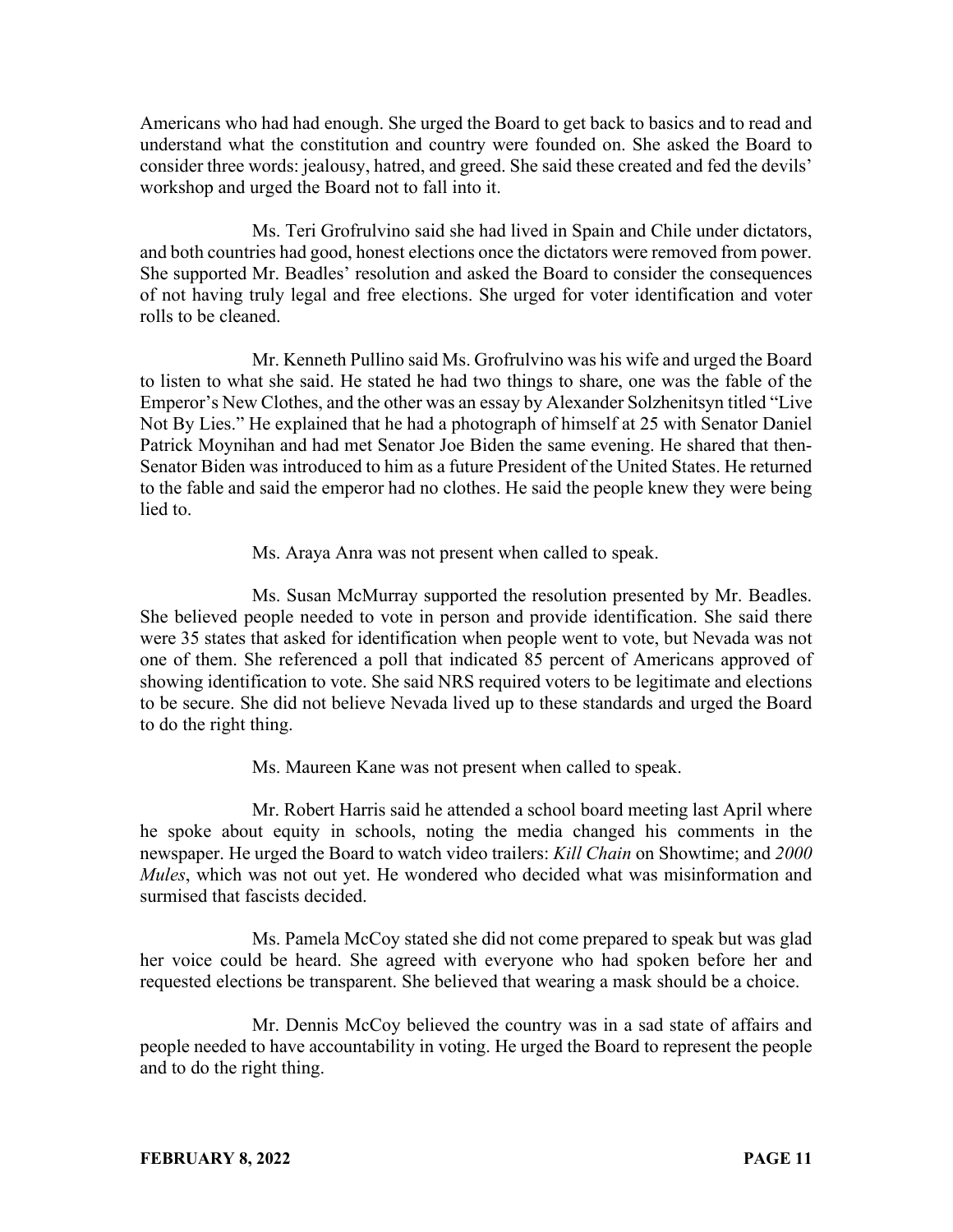Americans who had had enough. She urged the Board to get back to basics and to read and understand what the constitution and country were founded on. She asked the Board to consider three words: jealousy, hatred, and greed. She said these created and fed the devils' workshop and urged the Board not to fall into it.

Ms. Teri Grofrulvino said she had lived in Spain and Chile under dictators, and both countries had good, honest elections once the dictators were removed from power. She supported Mr. Beadles' resolution and asked the Board to consider the consequences of not having truly legal and free elections. She urged for voter identification and voter rolls to be cleaned.

Mr. Kenneth Pullino said Ms. Grofrulvino was his wife and urged the Board to listen to what she said. He stated he had two things to share, one was the fable of the Emperor's New Clothes, and the other was an essay by Alexander Solzhenitsyn titled "Live Not By Lies." He explained that he had a photograph of himself at 25 with Senator Daniel Patrick Moynihan and had met Senator Joe Biden the same evening. He shared that then-Senator Biden was introduced to him as a future President of the United States. He returned to the fable and said the emperor had no clothes. He said the people knew they were being lied to.

Ms. Araya Anra was not present when called to speak.

Ms. Susan McMurray supported the resolution presented by Mr. Beadles. She believed people needed to vote in person and provide identification. She said there were 35 states that asked for identification when people went to vote, but Nevada was not one of them. She referenced a poll that indicated 85 percent of Americans approved of showing identification to vote. She said NRS required voters to be legitimate and elections to be secure. She did not believe Nevada lived up to these standards and urged the Board to do the right thing.

Ms. Maureen Kane was not present when called to speak.

Mr. Robert Harris said he attended a school board meeting last April where he spoke about equity in schools, noting the media changed his comments in the newspaper. He urged the Board to watch video trailers: *Kill Chain* on Showtime; and *2000 Mules*, which was not out yet. He wondered who decided what was misinformation and surmised that fascists decided.

Ms. Pamela McCoy stated she did not come prepared to speak but was glad her voice could be heard. She agreed with everyone who had spoken before her and requested elections be transparent. She believed that wearing a mask should be a choice.

Mr. Dennis McCoy believed the country was in a sad state of affairs and people needed to have accountability in voting. He urged the Board to represent the people and to do the right thing.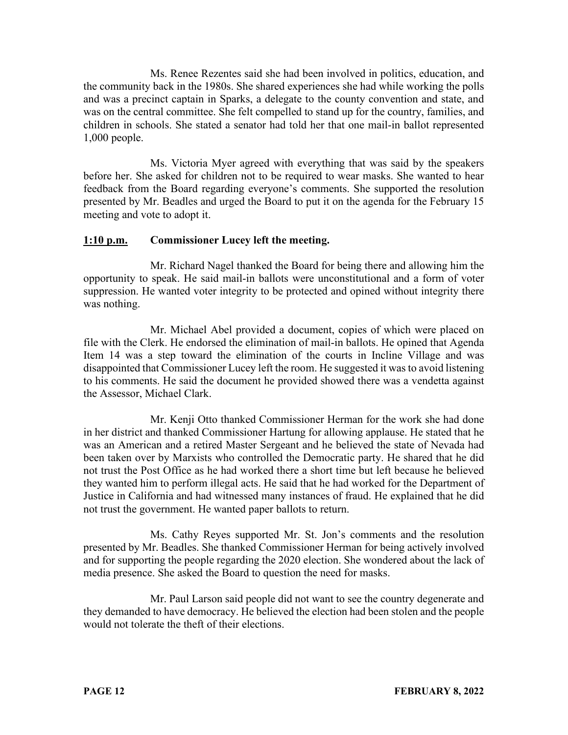Ms. Renee Rezentes said she had been involved in politics, education, and the community back in the 1980s. She shared experiences she had while working the polls and was a precinct captain in Sparks, a delegate to the county convention and state, and was on the central committee. She felt compelled to stand up for the country, families, and children in schools. She stated a senator had told her that one mail-in ballot represented 1,000 people.

Ms. Victoria Myer agreed with everything that was said by the speakers before her. She asked for children not to be required to wear masks. She wanted to hear feedback from the Board regarding everyone's comments. She supported the resolution presented by Mr. Beadles and urged the Board to put it on the agenda for the February 15 meeting and vote to adopt it.

**1:10 p.m.** **Commissioner Lucey left the meeting.**

Mr. Richard Nagel thanked the Board for being there and allowing him the opportunity to speak. He said mail-in ballots were unconstitutional and a form of voter suppression. He wanted voter integrity to be protected and opined without integrity there was nothing.

Mr. Michael Abel provided a document, copies of which were placed on file with the Clerk. He endorsed the elimination of mail-in ballots. He opined that Agenda Item 14 was a step toward the elimination of the courts in Incline Village and was disappointed that Commissioner Lucey left the room. He suggested it was to avoid listening to his comments. He said the document he provided showed there was a vendetta against the Assessor, Michael Clark.

Mr. Kenji Otto thanked Commissioner Herman for the work she had done in her district and thanked Commissioner Hartung for allowing applause. He stated that he was an American and a retired Master Sergeant and he believed the state of Nevada had been taken over by Marxists who controlled the Democratic party. He shared that he did not trust the Post Office as he had worked there a short time but left because he believed they wanted him to perform illegal acts. He said that he had worked for the Department of Justice in California and had witnessed many instances of fraud. He explained that he did not trust the government. He wanted paper ballots to return.

Ms. Cathy Reyes supported Mr. St. Jon's comments and the resolution presented by Mr. Beadles. She thanked Commissioner Herman for being actively involved and for supporting the people regarding the 2020 election. She wondered about the lack of media presence. She asked the Board to question the need for masks.

Mr. Paul Larson said people did not want to see the country degenerate and they demanded to have democracy. He believed the election had been stolen and the people would not tolerate the theft of their elections.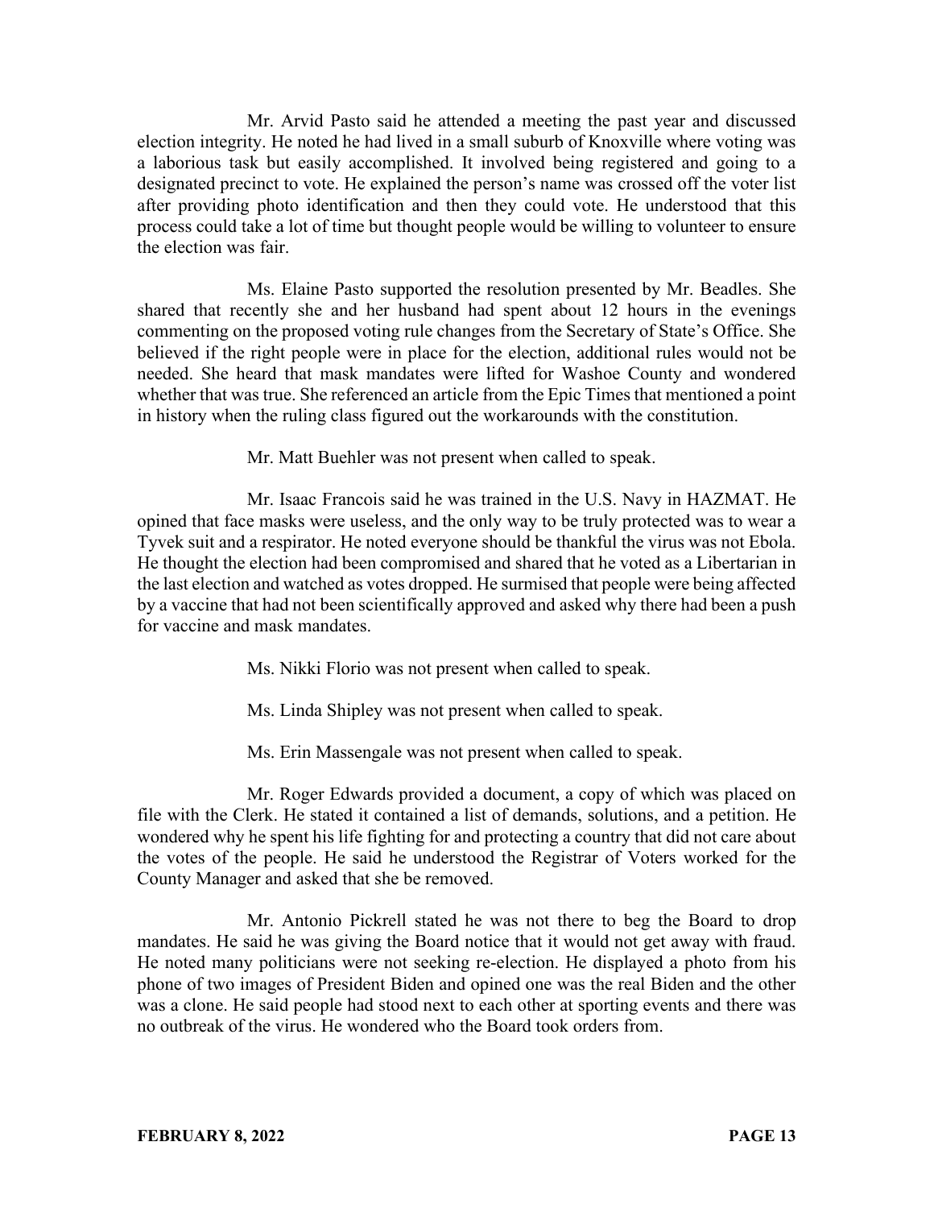Mr. Arvid Pasto said he attended a meeting the past year and discussed election integrity. He noted he had lived in a small suburb of Knoxville where voting was a laborious task but easily accomplished. It involved being registered and going to a designated precinct to vote. He explained the person's name was crossed off the voter list after providing photo identification and then they could vote. He understood that this process could take a lot of time but thought people would be willing to volunteer to ensure the election was fair.

Ms. Elaine Pasto supported the resolution presented by Mr. Beadles. She shared that recently she and her husband had spent about 12 hours in the evenings commenting on the proposed voting rule changes from the Secretary of State's Office. She believed if the right people were in place for the election, additional rules would not be needed. She heard that mask mandates were lifted for Washoe County and wondered whether that was true. She referenced an article from the Epic Times that mentioned a point in history when the ruling class figured out the workarounds with the constitution.

Mr. Matt Buehler was not present when called to speak.

Mr. Isaac Francois said he was trained in the U.S. Navy in HAZMAT. He opined that face masks were useless, and the only way to be truly protected was to wear a Tyvek suit and a respirator. He noted everyone should be thankful the virus was not Ebola. He thought the election had been compromised and shared that he voted as a Libertarian in the last election and watched as votes dropped. He surmised that people were being affected by a vaccine that had not been scientifically approved and asked why there had been a push for vaccine and mask mandates.

Ms. Nikki Florio was not present when called to speak.

Ms. Linda Shipley was not present when called to speak.

Ms. Erin Massengale was not present when called to speak.

Mr. Roger Edwards provided a document, a copy of which was placed on file with the Clerk. He stated it contained a list of demands, solutions, and a petition. He wondered why he spent his life fighting for and protecting a country that did not care about the votes of the people. He said he understood the Registrar of Voters worked for the County Manager and asked that she be removed.

Mr. Antonio Pickrell stated he was not there to beg the Board to drop mandates. He said he was giving the Board notice that it would not get away with fraud. He noted many politicians were not seeking re-election. He displayed a photo from his phone of two images of President Biden and opined one was the real Biden and the other was a clone. He said people had stood next to each other at sporting events and there was no outbreak of the virus. He wondered who the Board took orders from.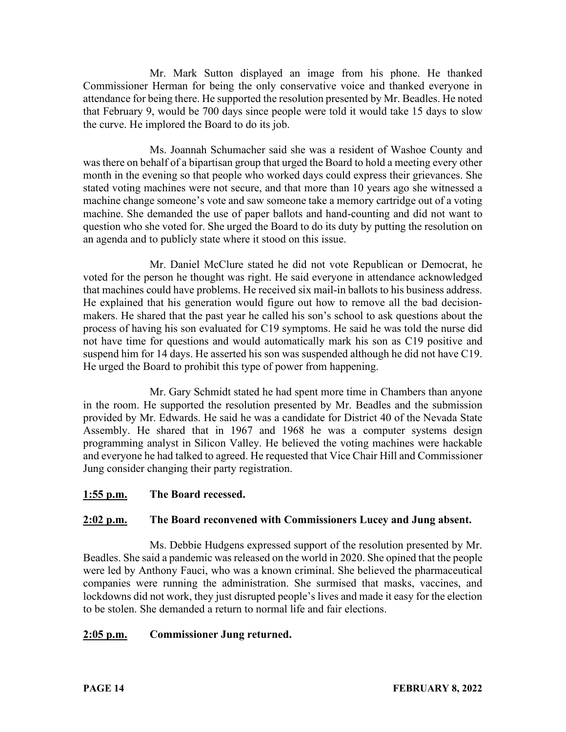Mr. Mark Sutton displayed an image from his phone. He thanked Commissioner Herman for being the only conservative voice and thanked everyone in attendance for being there. He supported the resolution presented by Mr. Beadles. He noted that February 9, would be 700 days since people were told it would take 15 days to slow the curve. He implored the Board to do its job.

Ms. Joannah Schumacher said she was a resident of Washoe County and was there on behalf of a bipartisan group that urged the Board to hold a meeting every other month in the evening so that people who worked days could express their grievances. She stated voting machines were not secure, and that more than 10 years ago she witnessed a machine change someone's vote and saw someone take a memory cartridge out of a voting machine. She demanded the use of paper ballots and hand-counting and did not want to question who she voted for. She urged the Board to do its duty by putting the resolution on an agenda and to publicly state where it stood on this issue.

Mr. Daniel McClure stated he did not vote Republican or Democrat, he voted for the person he thought was right. He said everyone in attendance acknowledged that machines could have problems. He received six mail-in ballots to his business address. He explained that his generation would figure out how to remove all the bad decision-makers. He shared that the past year he called his son's school to ask questions about the process of having his son evaluated for C19 symptoms. He said he was told the nurse did not have time for questions and would automatically mark his son as C19 positive and suspend him for 14 days. He asserted his son was suspended although he did not have C19. He urged the Board to prohibit this type of power from happening.

Mr. Gary Schmidt stated he had spent more time in Chambers than anyone in the room. He supported the resolution presented by Mr. Beadles and the submission provided by Mr. Edwards. He said he was a candidate for District 40 of the Nevada State Assembly. He shared that in 1967 and 1968 he was a computer systems design programming analyst in Silicon Valley. He believed the voting machines were hackable and everyone he had talked to agreed. He requested that Vice Chair Hill and Commissioner Jung consider changing their party registration.

**1:55 p.m. The Board recessed.**

**2:02 p.m. The Board reconvened with Commissioners Lucey and Jung absent.**

Ms. Debbie Hudgens expressed support of the resolution presented by Mr. Beadles. She said a pandemic was released on the world in 2020. She opined that the people were led by Anthony Fauci, who was a known criminal. She believed the pharmaceutical companies were running the administration. She surmised that masks, vaccines, and lockdowns did not work, they just disrupted people's lives and made it easy for the election to be stolen. She demanded a return to normal life and fair elections.

**2:05 p.m. Commissioner Jung returned.**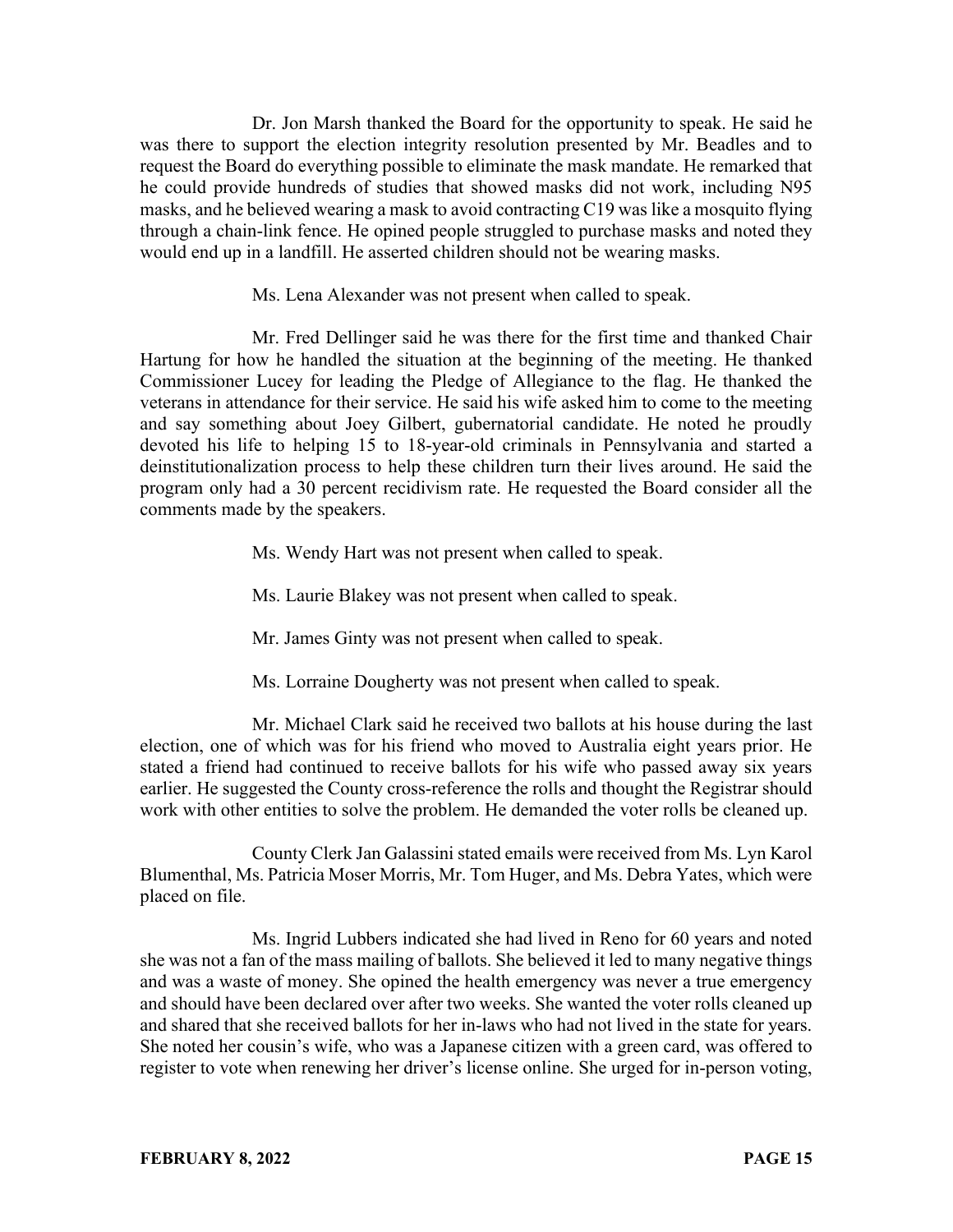Dr. Jon Marsh thanked the Board for the opportunity to speak. He said he was there to support the election integrity resolution presented by Mr. Beadles and to request the Board do everything possible to eliminate the mask mandate. He remarked that he could provide hundreds of studies that showed masks did not work, including N95 masks, and he believed wearing a mask to avoid contracting C19 was like a mosquito flying through a chain-link fence. He opined people struggled to purchase masks and noted they would end up in a landfill. He asserted children should not be wearing masks.

Ms. Lena Alexander was not present when called to speak.

Mr. Fred Dellinger said he was there for the first time and thanked Chair Hartung for how he handled the situation at the beginning of the meeting. He thanked Commissioner Lucey for leading the Pledge of Allegiance to the flag. He thanked the veterans in attendance for their service. He said his wife asked him to come to the meeting and say something about Joey Gilbert, gubernatorial candidate. He noted he proudly devoted his life to helping 15 to 18-year-old criminals in Pennsylvania and started a deinstitutionalization process to help these children turn their lives around. He said the program only had a 30 percent recidivism rate. He requested the Board consider all the comments made by the speakers.

Ms. Wendy Hart was not present when called to speak.

Ms. Laurie Blakey was not present when called to speak.

Mr. James Ginty was not present when called to speak.

Ms. Lorraine Dougherty was not present when called to speak.

Mr. Michael Clark said he received two ballots at his house during the last election, one of which was for his friend who moved to Australia eight years prior. He stated a friend had continued to receive ballots for his wife who passed away six years earlier. He suggested the County cross-reference the rolls and thought the Registrar should work with other entities to solve the problem. He demanded the voter rolls be cleaned up.

County Clerk Jan Galassini stated emails were received from Ms. Lyn Karol Blumenthal, Ms. Patricia Moser Morris, Mr. Tom Huger, and Ms. Debra Yates, which were placed on file.

Ms. Ingrid Lubbers indicated she had lived in Reno for 60 years and noted she was not a fan of the mass mailing of ballots. She believed it led to many negative things and was a waste of money. She opined the health emergency was never a true emergency and should have been declared over after two weeks. She wanted the voter rolls cleaned up and shared that she received ballots for her in-laws who had not lived in the state for years. She noted her cousin's wife, who was a Japanese citizen with a green card, was offered to register to vote when renewing her driver's license online. She urged for in-person voting,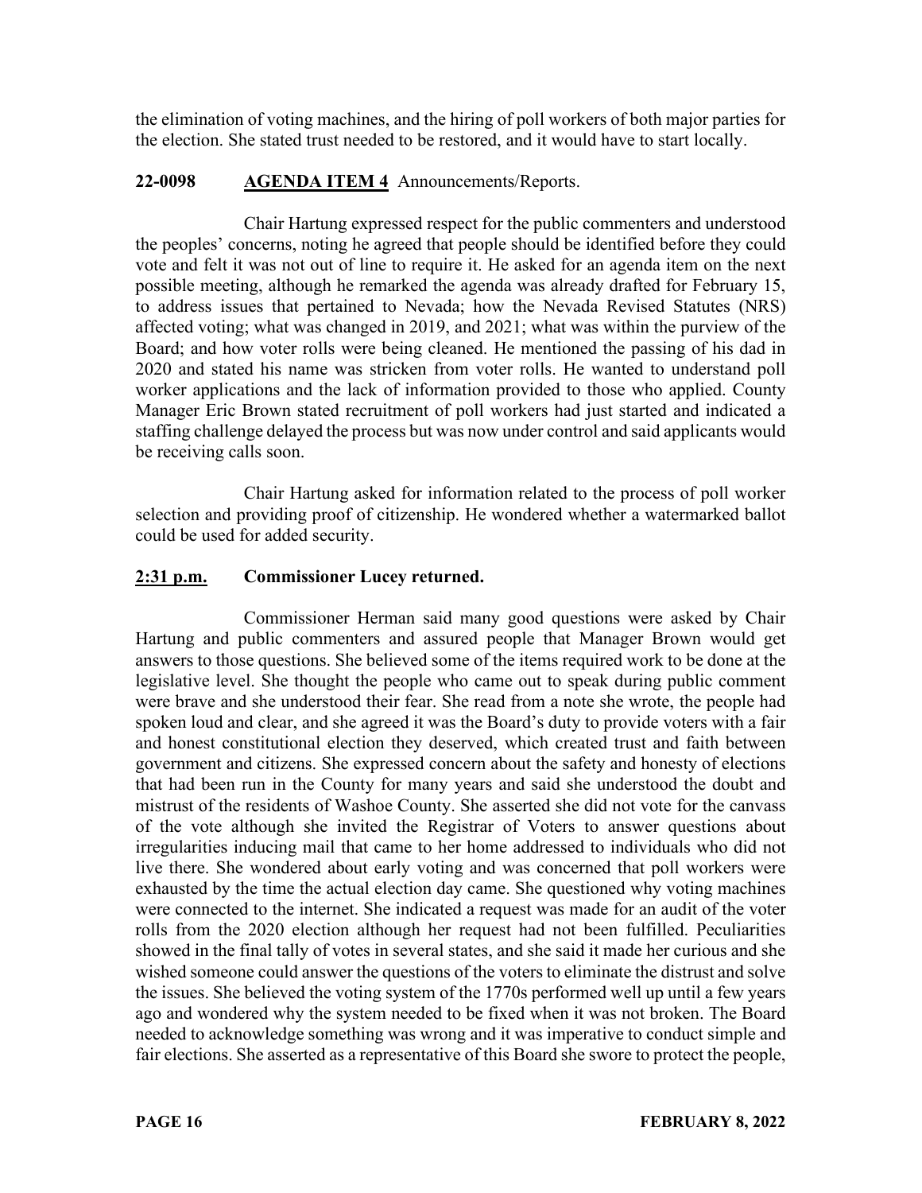the elimination of voting machines, and the hiring of poll workers of both major parties for the election. She stated trust needed to be restored, and it would have to start locally.

**22-0098** **AGENDA ITEM 4** Announcements/Reports.

Chair Hartung expressed respect for the public commenters and understood the peoples' concerns, noting he agreed that people should be identified before they could vote and felt it was not out of line to require it. He asked for an agenda item on the next possible meeting, although he remarked the agenda was already drafted for February 15, to address issues that pertained to Nevada; how the Nevada Revised Statutes (NRS) affected voting; what was changed in 2019, and 2021; what was within the purview of the Board; and how voter rolls were being cleaned. He mentioned the passing of his dad in 2020 and stated his name was stricken from voter rolls. He wanted to understand poll worker applications and the lack of information provided to those who applied. County Manager Eric Brown stated recruitment of poll workers had just started and indicated a staffing challenge delayed the process but was now under control and said applicants would be receiving calls soon.

Chair Hartung asked for information related to the process of poll worker selection and providing proof of citizenship. He wondered whether a watermarked ballot could be used for added security.

**2:31 p.m.** **Commissioner Lucey returned.**

Commissioner Herman said many good questions were asked by Chair Hartung and public commenters and assured people that Manager Brown would get answers to those questions. She believed some of the items required work to be done at the legislative level. She thought the people who came out to speak during public comment were brave and she understood their fear. She read from a note she wrote, the people had spoken loud and clear, and she agreed it was the Board's duty to provide voters with a fair and honest constitutional election they deserved, which created trust and faith between government and citizens. She expressed concern about the safety and honesty of elections that had been run in the County for many years and said she understood the doubt and mistrust of the residents of Washoe County. She asserted she did not vote for the canvass of the vote although she invited the Registrar of Voters to answer questions about irregularities inducing mail that came to her home addressed to individuals who did not live there. She wondered about early voting and was concerned that poll workers were exhausted by the time the actual election day came. She questioned why voting machines were connected to the internet. She indicated a request was made for an audit of the voter rolls from the 2020 election although her request had not been fulfilled. Peculiarities showed in the final tally of votes in several states, and she said it made her curious and she wished someone could answer the questions of the voters to eliminate the distrust and solve the issues. She believed the voting system of the 1770s performed well up until a few years ago and wondered why the system needed to be fixed when it was not broken. The Board needed to acknowledge something was wrong and it was imperative to conduct simple and fair elections. She asserted as a representative of this Board she swore to protect the people,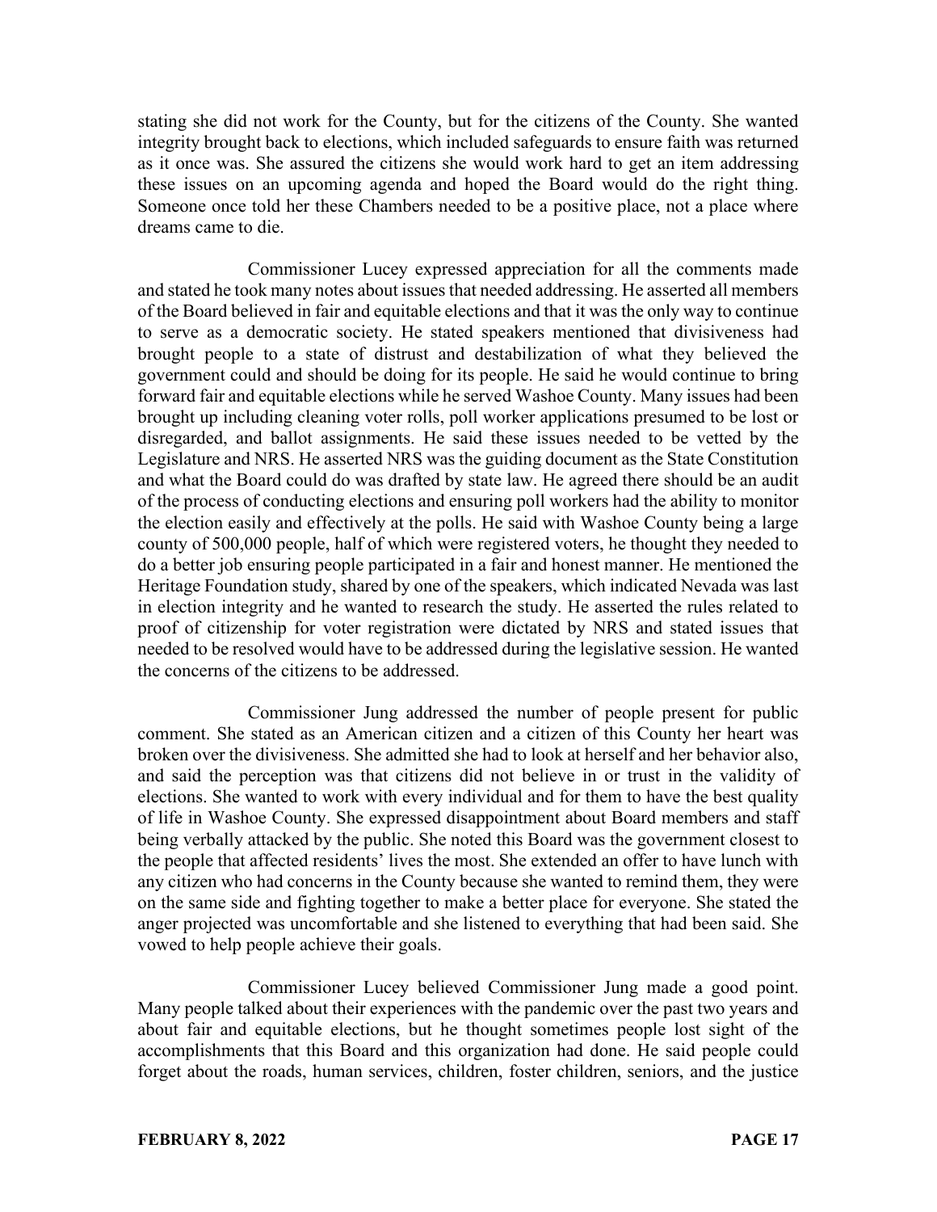stating she did not work for the County, but for the citizens of the County. She wanted integrity brought back to elections, which included safeguards to ensure faith was returned as it once was. She assured the citizens she would work hard to get an item addressing these issues on an upcoming agenda and hoped the Board would do the right thing. Someone once told her these Chambers needed to be a positive place, not a place where dreams came to die.

Commissioner Lucey expressed appreciation for all the comments made and stated he took many notes about issues that needed addressing. He asserted all members of the Board believed in fair and equitable elections and that it was the only way to continue to serve as a democratic society. He stated speakers mentioned that divisiveness had brought people to a state of distrust and destabilization of what they believed the government could and should be doing for its people. He said he would continue to bring forward fair and equitable elections while he served Washoe County. Many issues had been brought up including cleaning voter rolls, poll worker applications presumed to be lost or disregarded, and ballot assignments. He said these issues needed to be vetted by the Legislature and NRS. He asserted NRS was the guiding document as the State Constitution and what the Board could do was drafted by state law. He agreed there should be an audit of the process of conducting elections and ensuring poll workers had the ability to monitor the election easily and effectively at the polls. He said with Washoe County being a large county of 500,000 people, half of which were registered voters, he thought they needed to do a better job ensuring people participated in a fair and honest manner. He mentioned the Heritage Foundation study, shared by one of the speakers, which indicated Nevada was last in election integrity and he wanted to research the study. He asserted the rules related to proof of citizenship for voter registration were dictated by NRS and stated issues that needed to be resolved would have to be addressed during the legislative session. He wanted the concerns of the citizens to be addressed.

Commissioner Jung addressed the number of people present for public comment. She stated as an American citizen and a citizen of this County her heart was broken over the divisiveness. She admitted she had to look at herself and her behavior also, and said the perception was that citizens did not believe in or trust in the validity of elections. She wanted to work with every individual and for them to have the best quality of life in Washoe County. She expressed disappointment about Board members and staff being verbally attacked by the public. She noted this Board was the government closest to the people that affected residents' lives the most. She extended an offer to have lunch with any citizen who had concerns in the County because she wanted to remind them, they were on the same side and fighting together to make a better place for everyone. She stated the anger projected was uncomfortable and she listened to everything that had been said. She vowed to help people achieve their goals.

Commissioner Lucey believed Commissioner Jung made a good point. Many people talked about their experiences with the pandemic over the past two years and about fair and equitable elections, but he thought sometimes people lost sight of the accomplishments that this Board and this organization had done. He said people could forget about the roads, human services, children, foster children, seniors, and the justice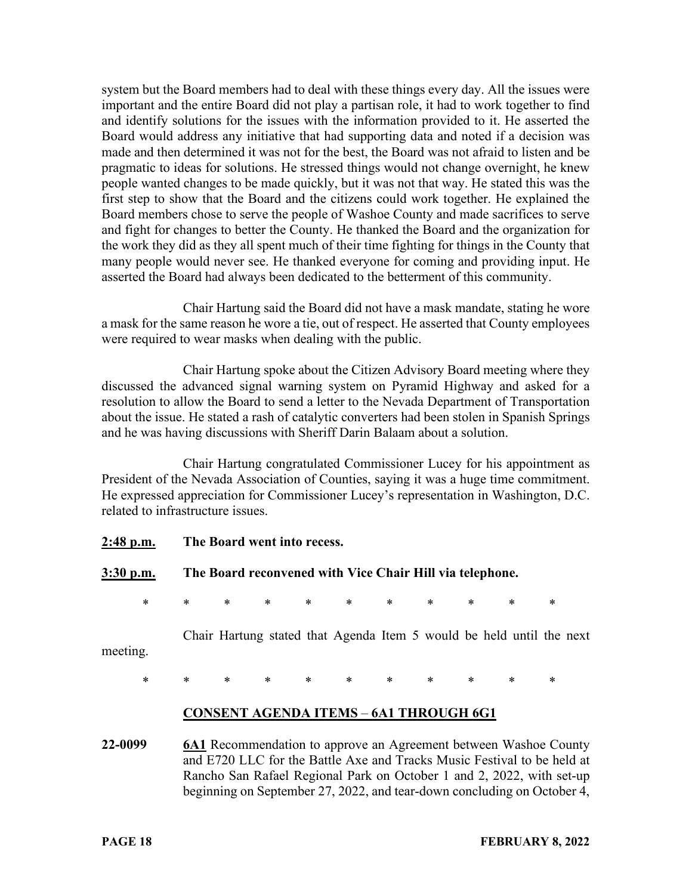system but the Board members had to deal with these things every day. All the issues were important and the entire Board did not play a partisan role, it had to work together to find and identify solutions for the issues with the information provided to it. He asserted the Board would address any initiative that had supporting data and noted if a decision was made and then determined it was not for the best, the Board was not afraid to listen and be pragmatic to ideas for solutions. He stressed things would not change overnight, he knew people wanted changes to be made quickly, but it was not that way. He stated this was the first step to show that the Board and the citizens could work together. He explained the Board members chose to serve the people of Washoe County and made sacrifices to serve and fight for changes to better the County. He thanked the Board and the organization for the work they did as they all spent much of their time fighting for things in the County that many people would never see. He thanked everyone for coming and providing input. He asserted the Board had always been dedicated to the betterment of this community.

Chair Hartung said the Board did not have a mask mandate, stating he wore a mask for the same reason he wore a tie, out of respect. He asserted that County employees were required to wear masks when dealing with the public.

Chair Hartung spoke about the Citizen Advisory Board meeting where they discussed the advanced signal warning system on Pyramid Highway and asked for a resolution to allow the Board to send a letter to the Nevada Department of Transportation about the issue. He stated a rash of catalytic converters had been stolen in Spanish Springs and he was having discussions with Sheriff Darin Balaam about a solution.

Chair Hartung congratulated Commissioner Lucey for his appointment as President of the Nevada Association of Counties, saying it was a huge time commitment. He expressed appreciation for Commissioner Lucey's representation in Washington, D.C. related to infrastructure issues.

**2:48 p.m.** **The Board went into recess.**

**3:30 p.m.** **The Board reconvened with Vice Chair Hill via telephone.**

\* \* \* \* \* \* \* \* \* \* \*

Chair Hartung stated that Agenda Item 5 would be held until the next meeting.

\* \* \* \* \* \* \* \* \* \* \*

**CONSENT AGENDA ITEMS – 6A1 THROUGH 6G1**

**22-0099** **6A1** Recommendation to approve an Agreement between Washoe County and E720 LLC for the Battle Axe and Tracks Music Festival to be held at Rancho San Rafael Regional Park on October 1 and 2, 2022, with set-up beginning on September 27, 2022, and tear-down concluding on October 4,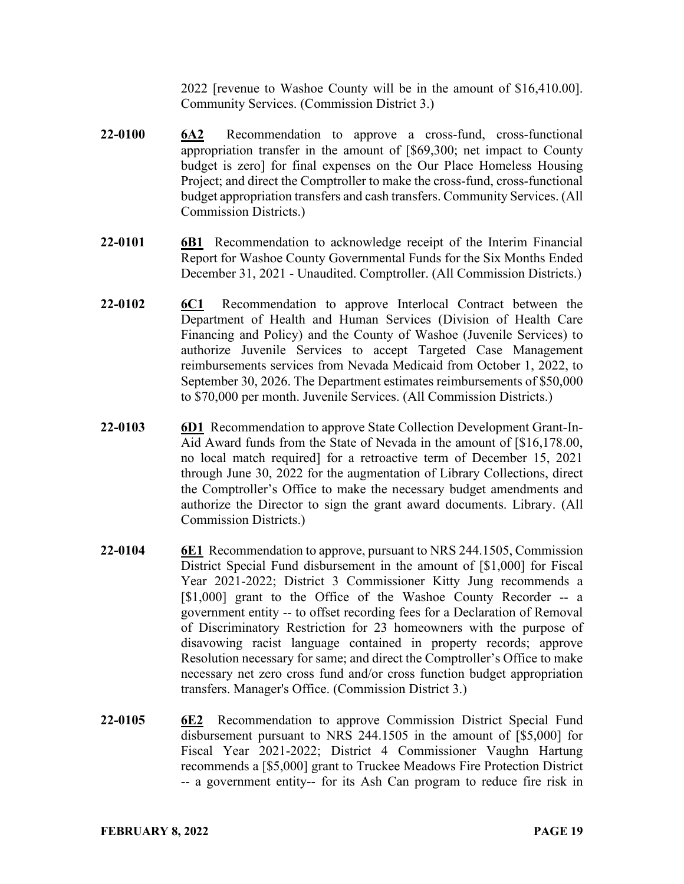2022 [revenue to Washoe County will be in the amount of $16,410.00]. Community Services. (Commission District 3.)

**22-0100** **6A2** Recommendation to approve a cross-fund, cross-functional appropriation transfer in the amount of [$69,300; net impact to County budget is zero] for final expenses on the Our Place Homeless Housing Project; and direct the Comptroller to make the cross-fund, cross-functional budget appropriation transfers and cash transfers. Community Services. (All Commission Districts.)

**22-0101** **6B1** Recommendation to acknowledge receipt of the Interim Financial Report for Washoe County Governmental Funds for the Six Months Ended December 31, 2021 - Unaudited. Comptroller. (All Commission Districts.)

**22-0102** **6C1** Recommendation to approve Interlocal Contract between the Department of Health and Human Services (Division of Health Care Financing and Policy) and the County of Washoe (Juvenile Services) to authorize Juvenile Services to accept Targeted Case Management reimbursements services from Nevada Medicaid from October 1, 2022, to September 30, 2026. The Department estimates reimbursements of $50,000 to $70,000 per month. Juvenile Services. (All Commission Districts.)

**22-0103** **6D1** Recommendation to approve State Collection Development Grant-In-Aid Award funds from the State of Nevada in the amount of [$16,178.00, no local match required] for a retroactive term of December 15, 2021 through June 30, 2022 for the augmentation of Library Collections, direct the Comptroller's Office to make the necessary budget amendments and authorize the Director to sign the grant award documents. Library. (All Commission Districts.)

**22-0104** **6E1** Recommendation to approve, pursuant to NRS 244.1505, Commission District Special Fund disbursement in the amount of [$1,000] for Fiscal Year 2021-2022; District 3 Commissioner Kitty Jung recommends a [$1,000] grant to the Office of the Washoe County Recorder -- a government entity -- to offset recording fees for a Declaration of Removal of Discriminatory Restriction for 23 homeowners with the purpose of disavowing racist language contained in property records; approve Resolution necessary for same; and direct the Comptroller's Office to make necessary net zero cross fund and/or cross function budget appropriation transfers. Manager's Office. (Commission District 3.)

**22-0105** **6E2** Recommendation to approve Commission District Special Fund disbursement pursuant to NRS 244.1505 in the amount of [$5,000] for Fiscal Year 2021-2022; District 4 Commissioner Vaughn Hartung recommends a [$5,000] grant to Truckee Meadows Fire Protection District -- a government entity-- for its Ash Can program to reduce fire risk in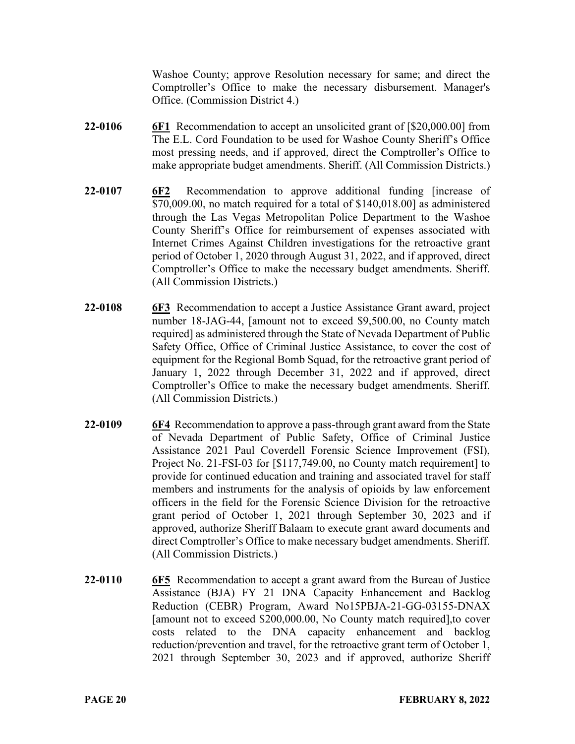Washoe County; approve Resolution necessary for same; and direct the Comptroller's Office to make the necessary disbursement. Manager's Office. (Commission District 4.)

**22-0106** **<u>6F1</u>** Recommendation to accept an unsolicited grant of [$20,000.00] from The E.L. Cord Foundation to be used for Washoe County Sheriff's Office most pressing needs, and if approved, direct the Comptroller's Office to make appropriate budget amendments. Sheriff. (All Commission Districts.)

**22-0107** **<u>6F2</u>** Recommendation to approve additional funding [increase of $70,009.00, no match required for a total of $140,018.00] as administered through the Las Vegas Metropolitan Police Department to the Washoe County Sheriff's Office for reimbursement of expenses associated with Internet Crimes Against Children investigations for the retroactive grant period of October 1, 2020 through August 31, 2022, and if approved, direct Comptroller's Office to make the necessary budget amendments. Sheriff. (All Commission Districts.)

**22-0108** **<u>6F3</u>** Recommendation to accept a Justice Assistance Grant award, project number 18-JAG-44, [amount not to exceed $9,500.00, no County match required] as administered through the State of Nevada Department of Public Safety Office, Office of Criminal Justice Assistance, to cover the cost of equipment for the Regional Bomb Squad, for the retroactive grant period of January 1, 2022 through December 31, 2022 and if approved, direct Comptroller's Office to make the necessary budget amendments. Sheriff. (All Commission Districts.)

**22-0109** **<u>6F4</u>** Recommendation to approve a pass-through grant award from the State of Nevada Department of Public Safety, Office of Criminal Justice Assistance 2021 Paul Coverdell Forensic Science Improvement (FSI), Project No. 21-FSI-03 for [$117,749.00, no County match requirement] to provide for continued education and training and associated travel for staff members and instruments for the analysis of opioids by law enforcement officers in the field for the Forensic Science Division for the retroactive grant period of October 1, 2021 through September 30, 2023 and if approved, authorize Sheriff Balaam to execute grant award documents and direct Comptroller's Office to make necessary budget amendments. Sheriff. (All Commission Districts.)

**22-0110** **<u>6F5</u>** Recommendation to accept a grant award from the Bureau of Justice Assistance (BJA) FY 21 DNA Capacity Enhancement and Backlog Reduction (CEBR) Program, Award No15PBJA-21-GG-03155-DNAX [amount not to exceed $200,000.00, No County match required],to cover costs related to the DNA capacity enhancement and backlog reduction/prevention and travel, for the retroactive grant term of October 1, 2021 through September 30, 2023 and if approved, authorize Sheriff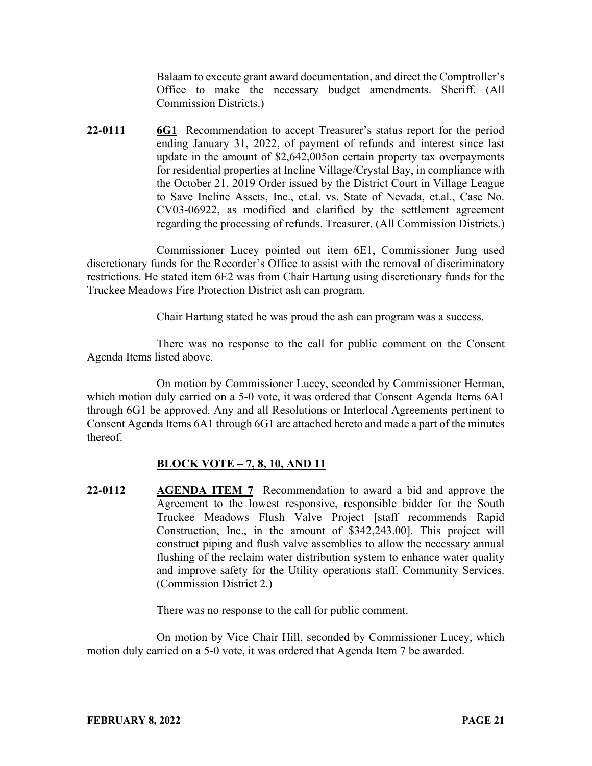Balaam to execute grant award documentation, and direct the Comptroller's Office to make the necessary budget amendments. Sheriff. (All Commission Districts.)

**22-0111** **6G1** Recommendation to accept Treasurer's status report for the period ending January 31, 2022, of payment of refunds and interest since last update in the amount of $2,642,005on certain property tax overpayments for residential properties at Incline Village/Crystal Bay, in compliance with the October 21, 2019 Order issued by the District Court in Village League to Save Incline Assets, Inc., et.al. vs. State of Nevada, et.al., Case No. CV03-06922, as modified and clarified by the settlement agreement regarding the processing of refunds. Treasurer. (All Commission Districts.)

Commissioner Lucey pointed out item 6E1, Commissioner Jung used discretionary funds for the Recorder's Office to assist with the removal of discriminatory restrictions. He stated item 6E2 was from Chair Hartung using discretionary funds for the Truckee Meadows Fire Protection District ash can program.

Chair Hartung stated he was proud the ash can program was a success.

There was no response to the call for public comment on the Consent Agenda Items listed above.

On motion by Commissioner Lucey, seconded by Commissioner Herman, which motion duly carried on a 5-0 vote, it was ordered that Consent Agenda Items 6A1 through 6G1 be approved. Any and all Resolutions or Interlocal Agreements pertinent to Consent Agenda Items 6A1 through 6G1 are attached hereto and made a part of the minutes thereof.

**BLOCK VOTE – 7, 8, 10, AND 11**

**22-0112** **AGENDA ITEM 7** Recommendation to award a bid and approve the Agreement to the lowest responsive, responsible bidder for the South Truckee Meadows Flush Valve Project [staff recommends Rapid Construction, Inc., in the amount of $342,243.00]. This project will construct piping and flush valve assemblies to allow the necessary annual flushing of the reclaim water distribution system to enhance water quality and improve safety for the Utility operations staff. Community Services. (Commission District 2.)

There was no response to the call for public comment.

On motion by Vice Chair Hill, seconded by Commissioner Lucey, which motion duly carried on a 5-0 vote, it was ordered that Agenda Item 7 be awarded.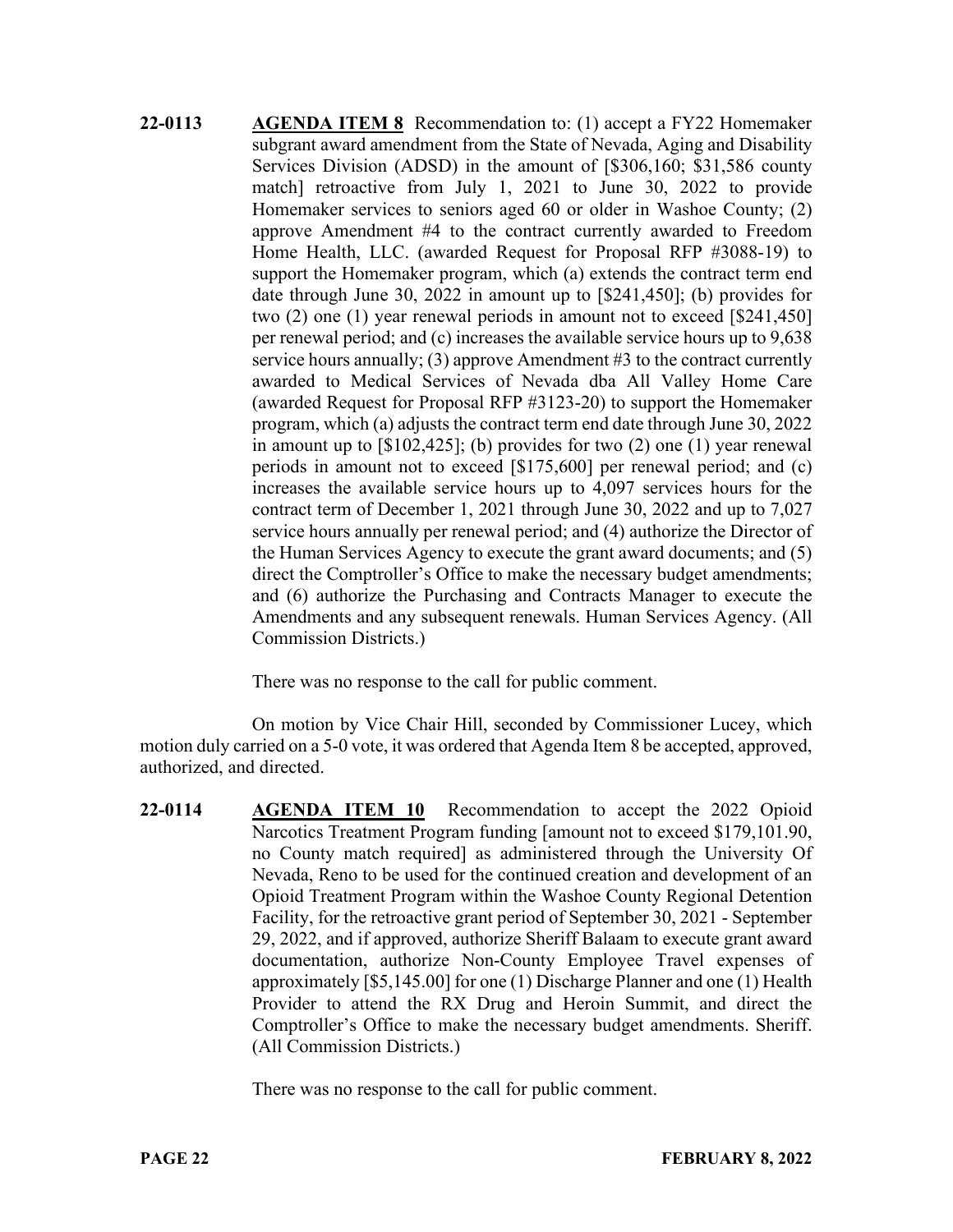**22-0113** **AGENDA ITEM 8** Recommendation to: (1) accept a FY22 Homemaker subgrant award amendment from the State of Nevada, Aging and Disability Services Division (ADSD) in the amount of [$306,160; $31,586 county match] retroactive from July 1, 2021 to June 30, 2022 to provide Homemaker services to seniors aged 60 or older in Washoe County; (2) approve Amendment #4 to the contract currently awarded to Freedom Home Health, LLC. (awarded Request for Proposal RFP #3088-19) to support the Homemaker program, which (a) extends the contract term end date through June 30, 2022 in amount up to [$241,450]; (b) provides for two (2) one (1) year renewal periods in amount not to exceed [$241,450] per renewal period; and (c) increases the available service hours up to 9,638 service hours annually; (3) approve Amendment #3 to the contract currently awarded to Medical Services of Nevada dba All Valley Home Care (awarded Request for Proposal RFP #3123-20) to support the Homemaker program, which (a) adjusts the contract term end date through June 30, 2022 in amount up to [$102,425]; (b) provides for two (2) one (1) year renewal periods in amount not to exceed [$175,600] per renewal period; and (c) increases the available service hours up to 4,097 services hours for the contract term of December 1, 2021 through June 30, 2022 and up to 7,027 service hours annually per renewal period; and (4) authorize the Director of the Human Services Agency to execute the grant award documents; and (5) direct the Comptroller's Office to make the necessary budget amendments; and (6) authorize the Purchasing and Contracts Manager to execute the Amendments and any subsequent renewals. Human Services Agency. (All Commission Districts.)

There was no response to the call for public comment.

On motion by Vice Chair Hill, seconded by Commissioner Lucey, which motion duly carried on a 5-0 vote, it was ordered that Agenda Item 8 be accepted, approved, authorized, and directed.

**22-0114** **AGENDA ITEM 10** Recommendation to accept the 2022 Opioid Narcotics Treatment Program funding [amount not to exceed $179,101.90, no County match required] as administered through the University Of Nevada, Reno to be used for the continued creation and development of an Opioid Treatment Program within the Washoe County Regional Detention Facility, for the retroactive grant period of September 30, 2021 - September 29, 2022, and if approved, authorize Sheriff Balaam to execute grant award documentation, authorize Non-County Employee Travel expenses of approximately [$5,145.00] for one (1) Discharge Planner and one (1) Health Provider to attend the RX Drug and Heroin Summit, and direct the Comptroller's Office to make the necessary budget amendments. Sheriff. (All Commission Districts.)

There was no response to the call for public comment.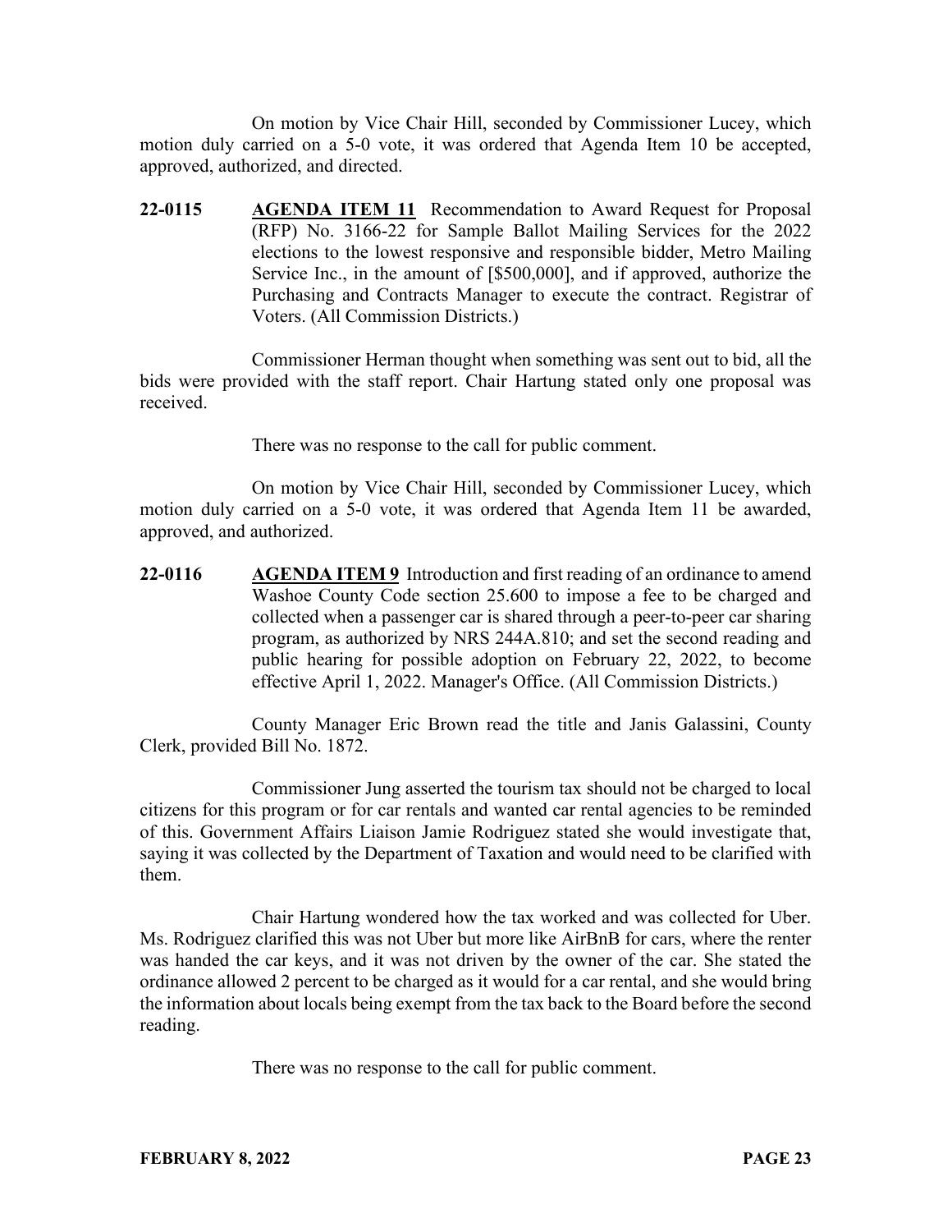On motion by Vice Chair Hill, seconded by Commissioner Lucey, which motion duly carried on a 5-0 vote, it was ordered that Agenda Item 10 be accepted, approved, authorized, and directed.

**22-0115** **AGENDA ITEM 11** Recommendation to Award Request for Proposal (RFP) No. 3166-22 for Sample Ballot Mailing Services for the 2022 elections to the lowest responsive and responsible bidder, Metro Mailing Service Inc., in the amount of [$500,000], and if approved, authorize the Purchasing and Contracts Manager to execute the contract. Registrar of Voters. (All Commission Districts.)

Commissioner Herman thought when something was sent out to bid, all the bids were provided with the staff report. Chair Hartung stated only one proposal was received.

There was no response to the call for public comment.

On motion by Vice Chair Hill, seconded by Commissioner Lucey, which motion duly carried on a 5-0 vote, it was ordered that Agenda Item 11 be awarded, approved, and authorized.

**22-0116** **AGENDA ITEM 9** Introduction and first reading of an ordinance to amend Washoe County Code section 25.600 to impose a fee to be charged and collected when a passenger car is shared through a peer-to-peer car sharing program, as authorized by NRS 244A.810; and set the second reading and public hearing for possible adoption on February 22, 2022, to become effective April 1, 2022. Manager's Office. (All Commission Districts.)

County Manager Eric Brown read the title and Janis Galassini, County Clerk, provided Bill No. 1872.

Commissioner Jung asserted the tourism tax should not be charged to local citizens for this program or for car rentals and wanted car rental agencies to be reminded of this. Government Affairs Liaison Jamie Rodriguez stated she would investigate that, saying it was collected by the Department of Taxation and would need to be clarified with them.

Chair Hartung wondered how the tax worked and was collected for Uber. Ms. Rodriguez clarified this was not Uber but more like AirBnB for cars, where the renter was handed the car keys, and it was not driven by the owner of the car. She stated the ordinance allowed 2 percent to be charged as it would for a car rental, and she would bring the information about locals being exempt from the tax back to the Board before the second reading.

There was no response to the call for public comment.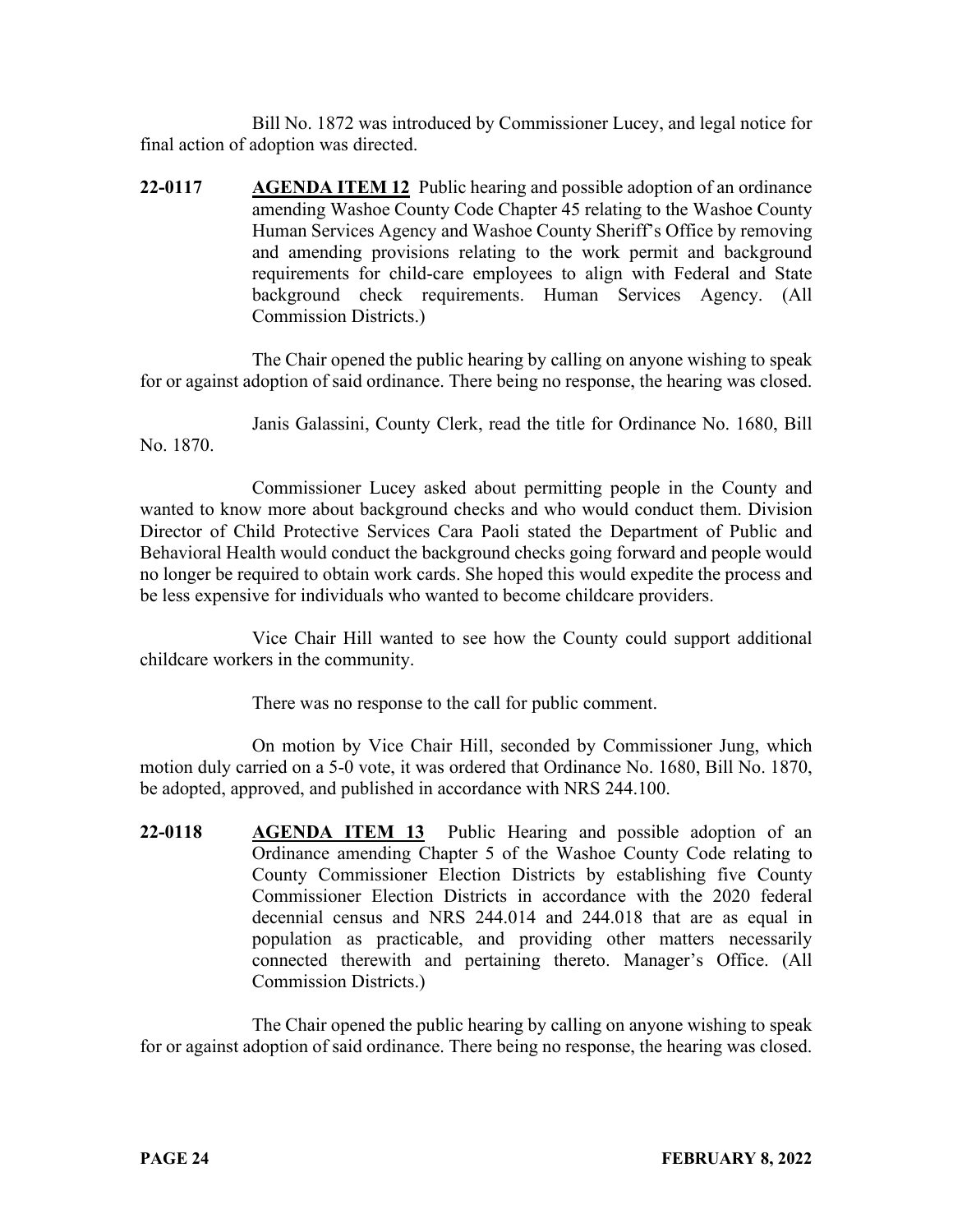Bill No. 1872 was introduced by Commissioner Lucey, and legal notice for final action of adoption was directed.

**22-0117** **AGENDA ITEM 12** Public hearing and possible adoption of an ordinance amending Washoe County Code Chapter 45 relating to the Washoe County Human Services Agency and Washoe County Sheriff's Office by removing and amending provisions relating to the work permit and background requirements for child-care employees to align with Federal and State background check requirements. Human Services Agency. (All Commission Districts.)

The Chair opened the public hearing by calling on anyone wishing to speak for or against adoption of said ordinance. There being no response, the hearing was closed.

Janis Galassini, County Clerk, read the title for Ordinance No. 1680, Bill No. 1870.

Commissioner Lucey asked about permitting people in the County and wanted to know more about background checks and who would conduct them. Division Director of Child Protective Services Cara Paoli stated the Department of Public and Behavioral Health would conduct the background checks going forward and people would no longer be required to obtain work cards. She hoped this would expedite the process and be less expensive for individuals who wanted to become childcare providers.

Vice Chair Hill wanted to see how the County could support additional childcare workers in the community.

There was no response to the call for public comment.

On motion by Vice Chair Hill, seconded by Commissioner Jung, which motion duly carried on a 5-0 vote, it was ordered that Ordinance No. 1680, Bill No. 1870, be adopted, approved, and published in accordance with NRS 244.100.

**22-0118** **AGENDA ITEM 13** Public Hearing and possible adoption of an Ordinance amending Chapter 5 of the Washoe County Code relating to County Commissioner Election Districts by establishing five County Commissioner Election Districts in accordance with the 2020 federal decennial census and NRS 244.014 and 244.018 that are as equal in population as practicable, and providing other matters necessarily connected therewith and pertaining thereto. Manager's Office. (All Commission Districts.)

The Chair opened the public hearing by calling on anyone wishing to speak for or against adoption of said ordinance. There being no response, the hearing was closed.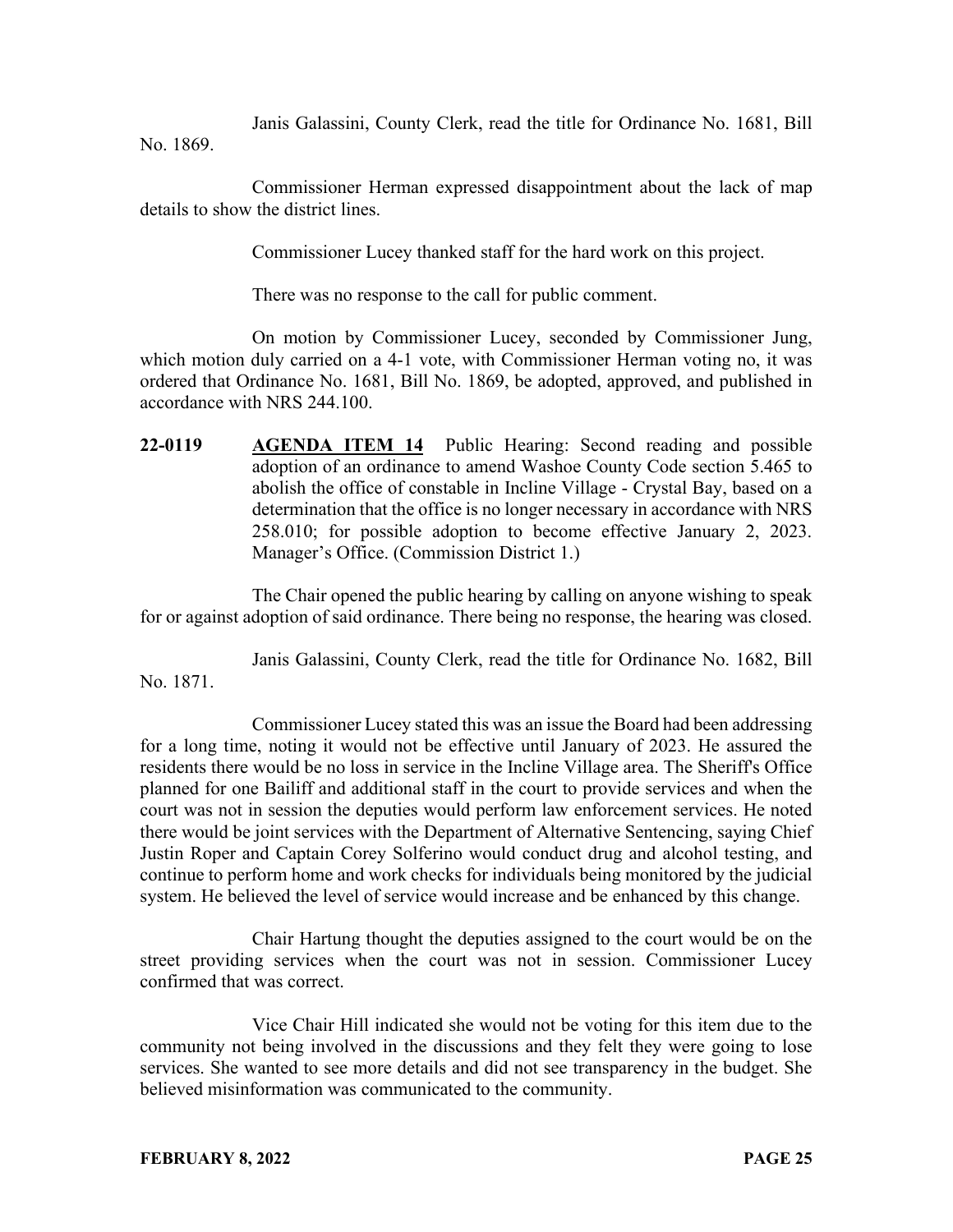Janis Galassini, County Clerk, read the title for Ordinance No. 1681, Bill No. 1869.

Commissioner Herman expressed disappointment about the lack of map details to show the district lines.

Commissioner Lucey thanked staff for the hard work on this project.

There was no response to the call for public comment.

On motion by Commissioner Lucey, seconded by Commissioner Jung, which motion duly carried on a 4-1 vote, with Commissioner Herman voting no, it was ordered that Ordinance No. 1681, Bill No. 1869, be adopted, approved, and published in accordance with NRS 244.100.

**22-0119** **AGENDA ITEM 14** Public Hearing: Second reading and possible adoption of an ordinance to amend Washoe County Code section 5.465 to abolish the office of constable in Incline Village - Crystal Bay, based on a determination that the office is no longer necessary in accordance with NRS 258.010; for possible adoption to become effective January 2, 2023. Manager's Office. (Commission District 1.)

The Chair opened the public hearing by calling on anyone wishing to speak for or against adoption of said ordinance. There being no response, the hearing was closed.

Janis Galassini, County Clerk, read the title for Ordinance No. 1682, Bill No. 1871.

Commissioner Lucey stated this was an issue the Board had been addressing for a long time, noting it would not be effective until January of 2023. He assured the residents there would be no loss in service in the Incline Village area. The Sheriff's Office planned for one Bailiff and additional staff in the court to provide services and when the court was not in session the deputies would perform law enforcement services. He noted there would be joint services with the Department of Alternative Sentencing, saying Chief Justin Roper and Captain Corey Solferino would conduct drug and alcohol testing, and continue to perform home and work checks for individuals being monitored by the judicial system. He believed the level of service would increase and be enhanced by this change.

Chair Hartung thought the deputies assigned to the court would be on the street providing services when the court was not in session. Commissioner Lucey confirmed that was correct.

Vice Chair Hill indicated she would not be voting for this item due to the community not being involved in the discussions and they felt they were going to lose services. She wanted to see more details and did not see transparency in the budget. She believed misinformation was communicated to the community.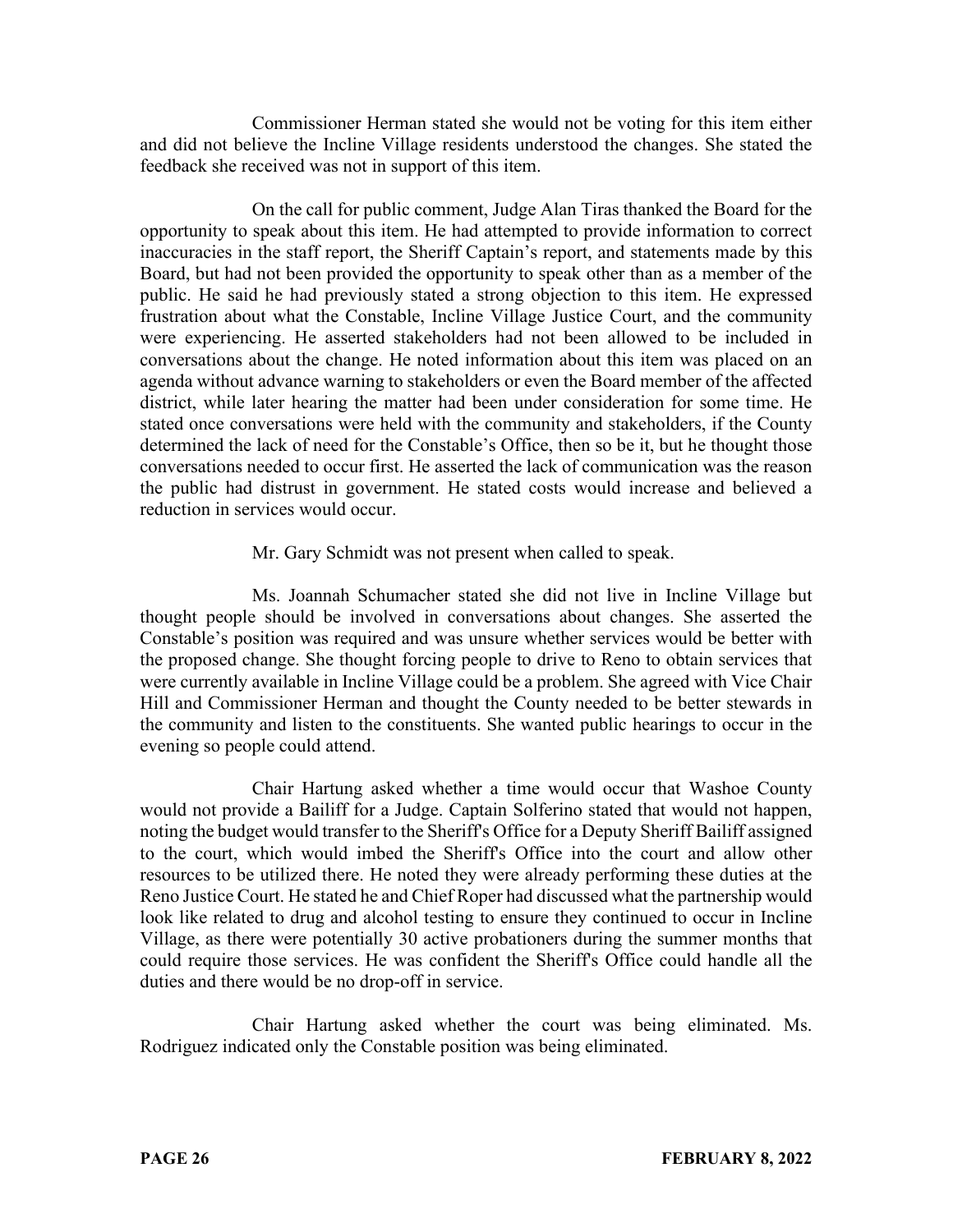Commissioner Herman stated she would not be voting for this item either and did not believe the Incline Village residents understood the changes. She stated the feedback she received was not in support of this item.

On the call for public comment, Judge Alan Tiras thanked the Board for the opportunity to speak about this item. He had attempted to provide information to correct inaccuracies in the staff report, the Sheriff Captain's report, and statements made by this Board, but had not been provided the opportunity to speak other than as a member of the public. He said he had previously stated a strong objection to this item. He expressed frustration about what the Constable, Incline Village Justice Court, and the community were experiencing. He asserted stakeholders had not been allowed to be included in conversations about the change. He noted information about this item was placed on an agenda without advance warning to stakeholders or even the Board member of the affected district, while later hearing the matter had been under consideration for some time. He stated once conversations were held with the community and stakeholders, if the County determined the lack of need for the Constable's Office, then so be it, but he thought those conversations needed to occur first. He asserted the lack of communication was the reason the public had distrust in government. He stated costs would increase and believed a reduction in services would occur.

Mr. Gary Schmidt was not present when called to speak.

Ms. Joannah Schumacher stated she did not live in Incline Village but thought people should be involved in conversations about changes. She asserted the Constable's position was required and was unsure whether services would be better with the proposed change. She thought forcing people to drive to Reno to obtain services that were currently available in Incline Village could be a problem. She agreed with Vice Chair Hill and Commissioner Herman and thought the County needed to be better stewards in the community and listen to the constituents. She wanted public hearings to occur in the evening so people could attend.

Chair Hartung asked whether a time would occur that Washoe County would not provide a Bailiff for a Judge. Captain Solferino stated that would not happen, noting the budget would transfer to the Sheriff's Office for a Deputy Sheriff Bailiff assigned to the court, which would imbed the Sheriff's Office into the court and allow other resources to be utilized there. He noted they were already performing these duties at the Reno Justice Court. He stated he and Chief Roper had discussed what the partnership would look like related to drug and alcohol testing to ensure they continued to occur in Incline Village, as there were potentially 30 active probationers during the summer months that could require those services. He was confident the Sheriff's Office could handle all the duties and there would be no drop-off in service.

Chair Hartung asked whether the court was being eliminated. Ms. Rodriguez indicated only the Constable position was being eliminated.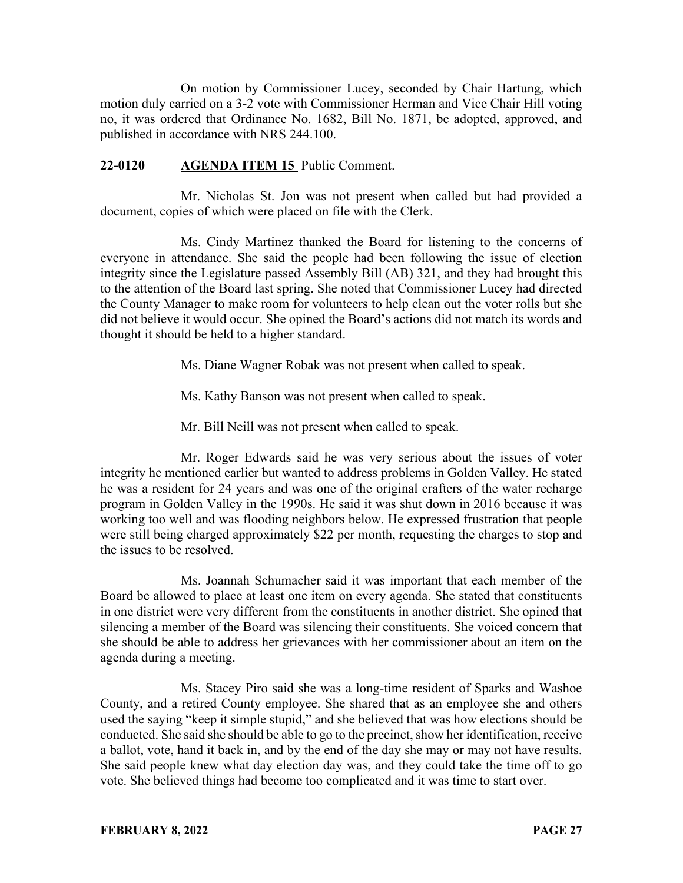On motion by Commissioner Lucey, seconded by Chair Hartung, which motion duly carried on a 3-2 vote with Commissioner Herman and Vice Chair Hill voting no, it was ordered that Ordinance No. 1682, Bill No. 1871, be adopted, approved, and published in accordance with NRS 244.100.

**22-0120 AGENDA ITEM 15** Public Comment.

Mr. Nicholas St. Jon was not present when called but had provided a document, copies of which were placed on file with the Clerk.

Ms. Cindy Martinez thanked the Board for listening to the concerns of everyone in attendance. She said the people had been following the issue of election integrity since the Legislature passed Assembly Bill (AB) 321, and they had brought this to the attention of the Board last spring. She noted that Commissioner Lucey had directed the County Manager to make room for volunteers to help clean out the voter rolls but she did not believe it would occur. She opined the Board's actions did not match its words and thought it should be held to a higher standard.

Ms. Diane Wagner Robak was not present when called to speak.

Ms. Kathy Banson was not present when called to speak.

Mr. Bill Neill was not present when called to speak.

Mr. Roger Edwards said he was very serious about the issues of voter integrity he mentioned earlier but wanted to address problems in Golden Valley. He stated he was a resident for 24 years and was one of the original crafters of the water recharge program in Golden Valley in the 1990s. He said it was shut down in 2016 because it was working too well and was flooding neighbors below. He expressed frustration that people were still being charged approximately $22 per month, requesting the charges to stop and the issues to be resolved.

Ms. Joannah Schumacher said it was important that each member of the Board be allowed to place at least one item on every agenda. She stated that constituents in one district were very different from the constituents in another district. She opined that silencing a member of the Board was silencing their constituents. She voiced concern that she should be able to address her grievances with her commissioner about an item on the agenda during a meeting.

Ms. Stacey Piro said she was a long-time resident of Sparks and Washoe County, and a retired County employee. She shared that as an employee she and others used the saying "keep it simple stupid," and she believed that was how elections should be conducted. She said she should be able to go to the precinct, show her identification, receive a ballot, vote, hand it back in, and by the end of the day she may or may not have results. She said people knew what day election day was, and they could take the time off to go vote. She believed things had become too complicated and it was time to start over.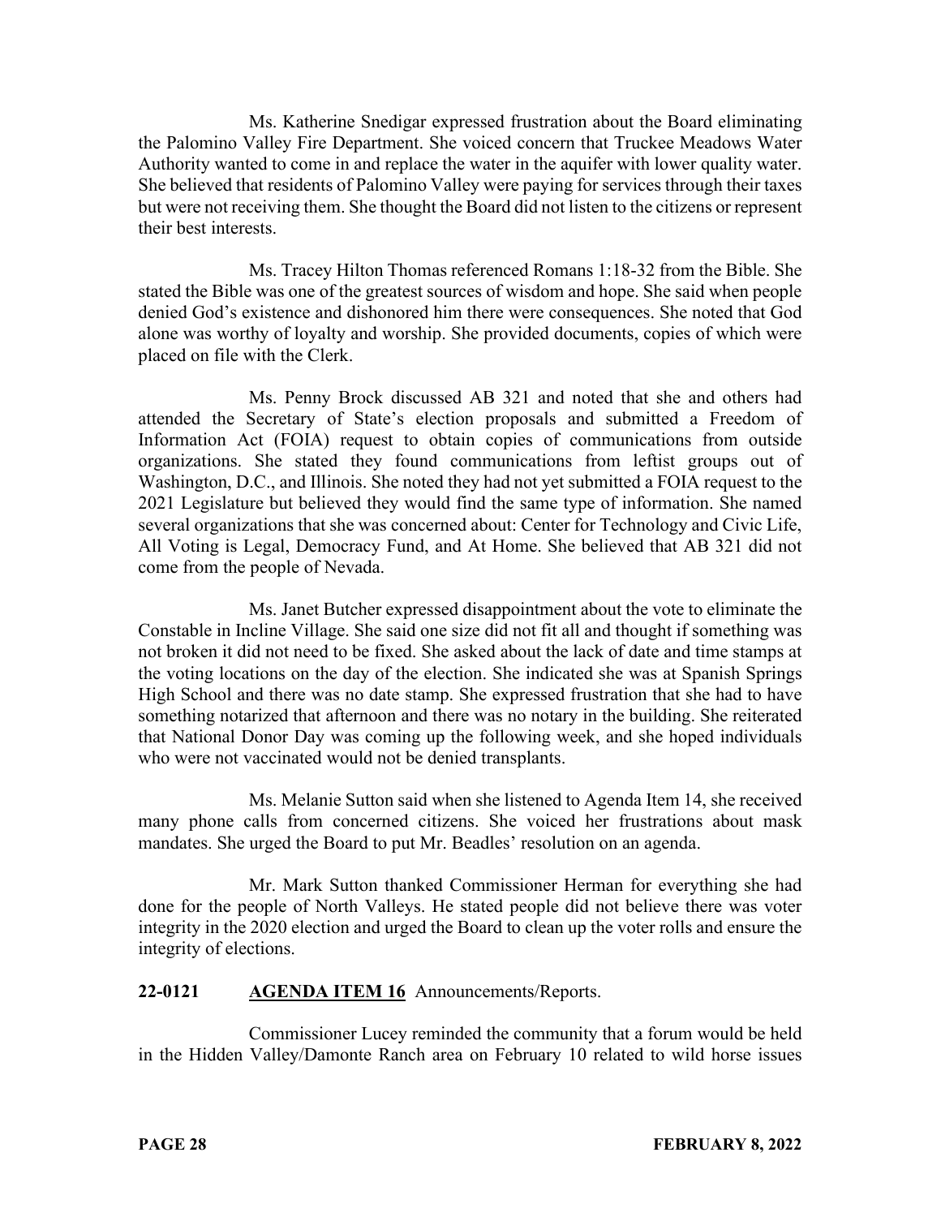Ms. Katherine Snedigar expressed frustration about the Board eliminating the Palomino Valley Fire Department. She voiced concern that Truckee Meadows Water Authority wanted to come in and replace the water in the aquifer with lower quality water. She believed that residents of Palomino Valley were paying for services through their taxes but were not receiving them. She thought the Board did not listen to the citizens or represent their best interests.

Ms. Tracey Hilton Thomas referenced Romans 1:18-32 from the Bible. She stated the Bible was one of the greatest sources of wisdom and hope. She said when people denied God's existence and dishonored him there were consequences. She noted that God alone was worthy of loyalty and worship. She provided documents, copies of which were placed on file with the Clerk.

Ms. Penny Brock discussed AB 321 and noted that she and others had attended the Secretary of State's election proposals and submitted a Freedom of Information Act (FOIA) request to obtain copies of communications from outside organizations. She stated they found communications from leftist groups out of Washington, D.C., and Illinois. She noted they had not yet submitted a FOIA request to the 2021 Legislature but believed they would find the same type of information. She named several organizations that she was concerned about: Center for Technology and Civic Life, All Voting is Legal, Democracy Fund, and At Home. She believed that AB 321 did not come from the people of Nevada.

Ms. Janet Butcher expressed disappointment about the vote to eliminate the Constable in Incline Village. She said one size did not fit all and thought if something was not broken it did not need to be fixed. She asked about the lack of date and time stamps at the voting locations on the day of the election. She indicated she was at Spanish Springs High School and there was no date stamp. She expressed frustration that she had to have something notarized that afternoon and there was no notary in the building. She reiterated that National Donor Day was coming up the following week, and she hoped individuals who were not vaccinated would not be denied transplants.

Ms. Melanie Sutton said when she listened to Agenda Item 14, she received many phone calls from concerned citizens. She voiced her frustrations about mask mandates. She urged the Board to put Mr. Beadles' resolution on an agenda.

Mr. Mark Sutton thanked Commissioner Herman for everything she had done for the people of North Valleys. He stated people did not believe there was voter integrity in the 2020 election and urged the Board to clean up the voter rolls and ensure the integrity of elections.

**22-0121 AGENDA ITEM 16** Announcements/Reports.

Commissioner Lucey reminded the community that a forum would be held in the Hidden Valley/Damonte Ranch area on February 10 related to wild horse issues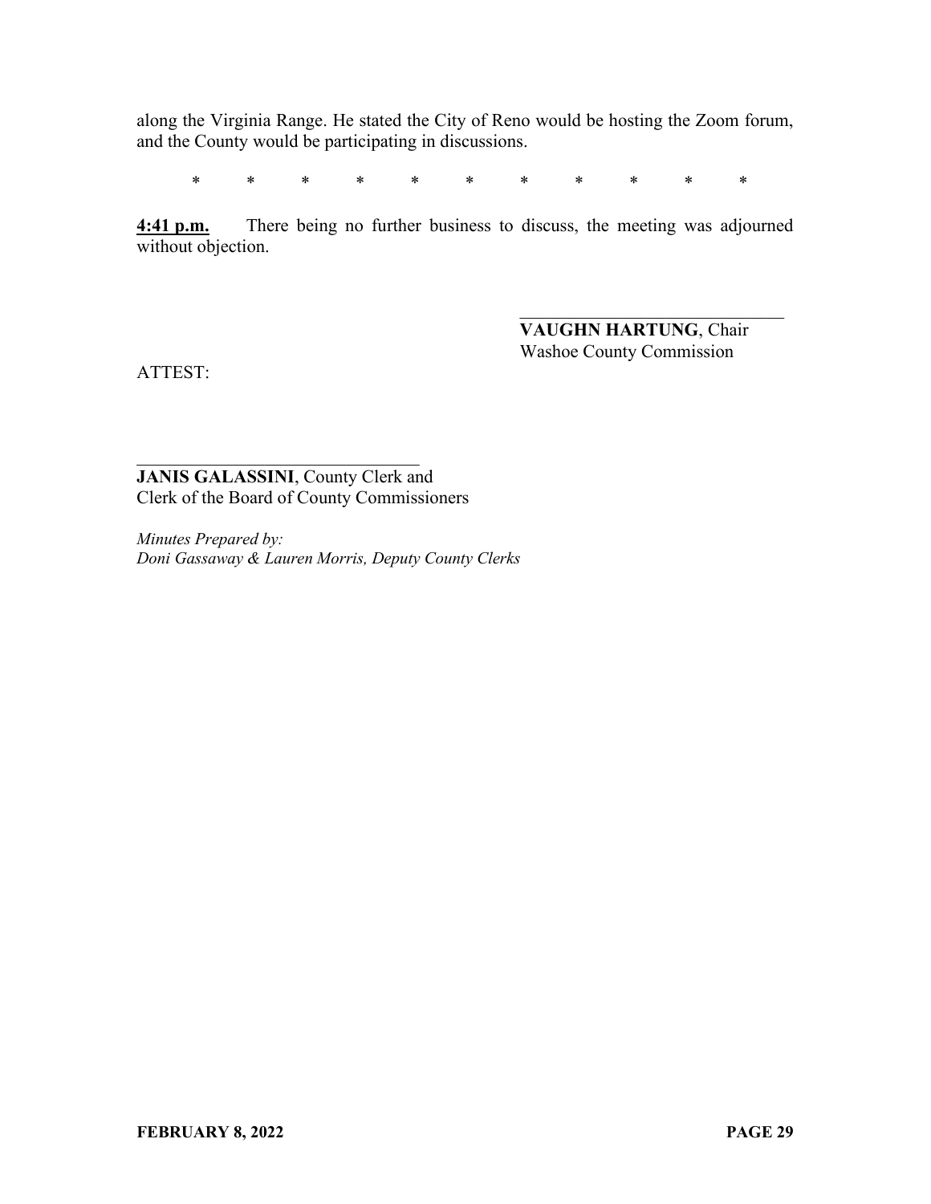along the Virginia Range. He stated the City of Reno would be hosting the Zoom forum, and the County would be participating in discussions.

\* \* \* \* \* \* \* \* \* \* \*

**4:41 p.m.** There being no further business to discuss, the meeting was adjourned without objection.

\_\_\_\_\_\_\_\_\_\_\_\_\_\_\_\_\_\_\_\_\_\_\_\_\_\_\_\_
**VAUGHN HARTUNG**, Chair
Washoe County Commission

ATTEST:

\_\_\_\_\_\_\_\_\_\_\_\_\_\_\_\_\_\_\_\_\_\_\_\_\_\_\_\_
**JANIS GALASSINI**, County Clerk and
Clerk of the Board of County Commissioners

*Minutes Prepared by:*
*Doni Gassaway & Lauren Morris, Deputy County Clerks*